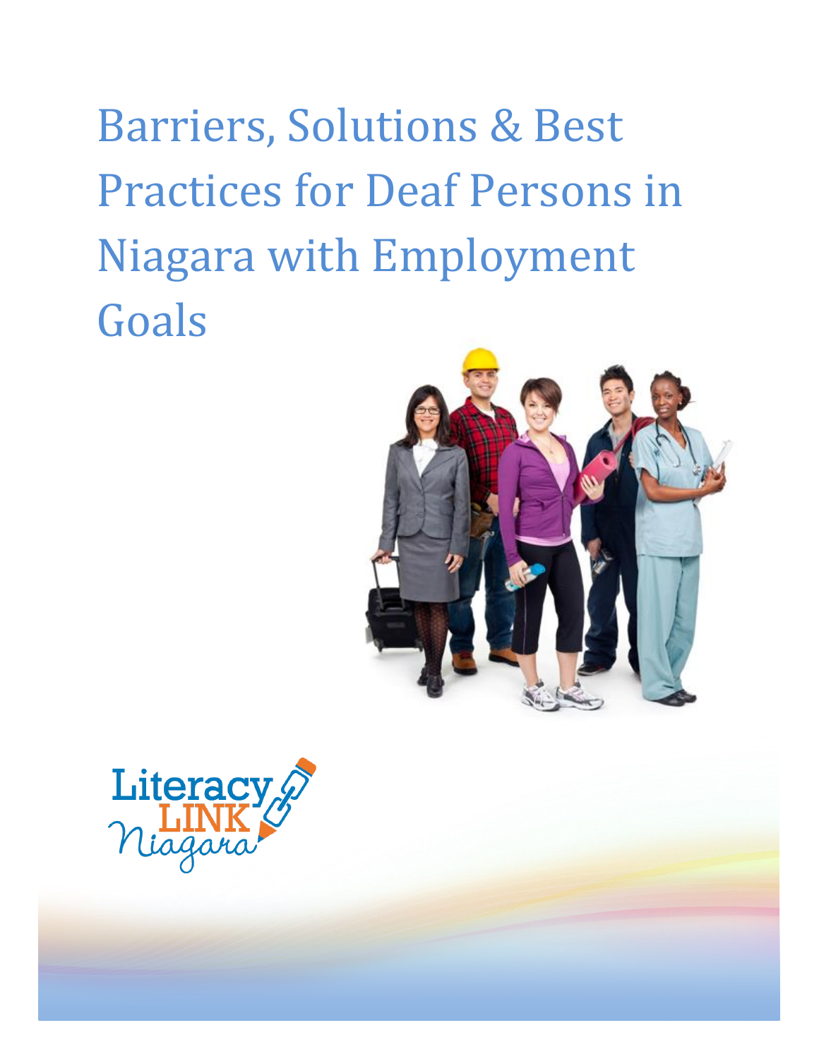# Barriers, Solutions & Best Practices for Deaf Persons in Niagara with Employment Goals

Literacy LINK Niagara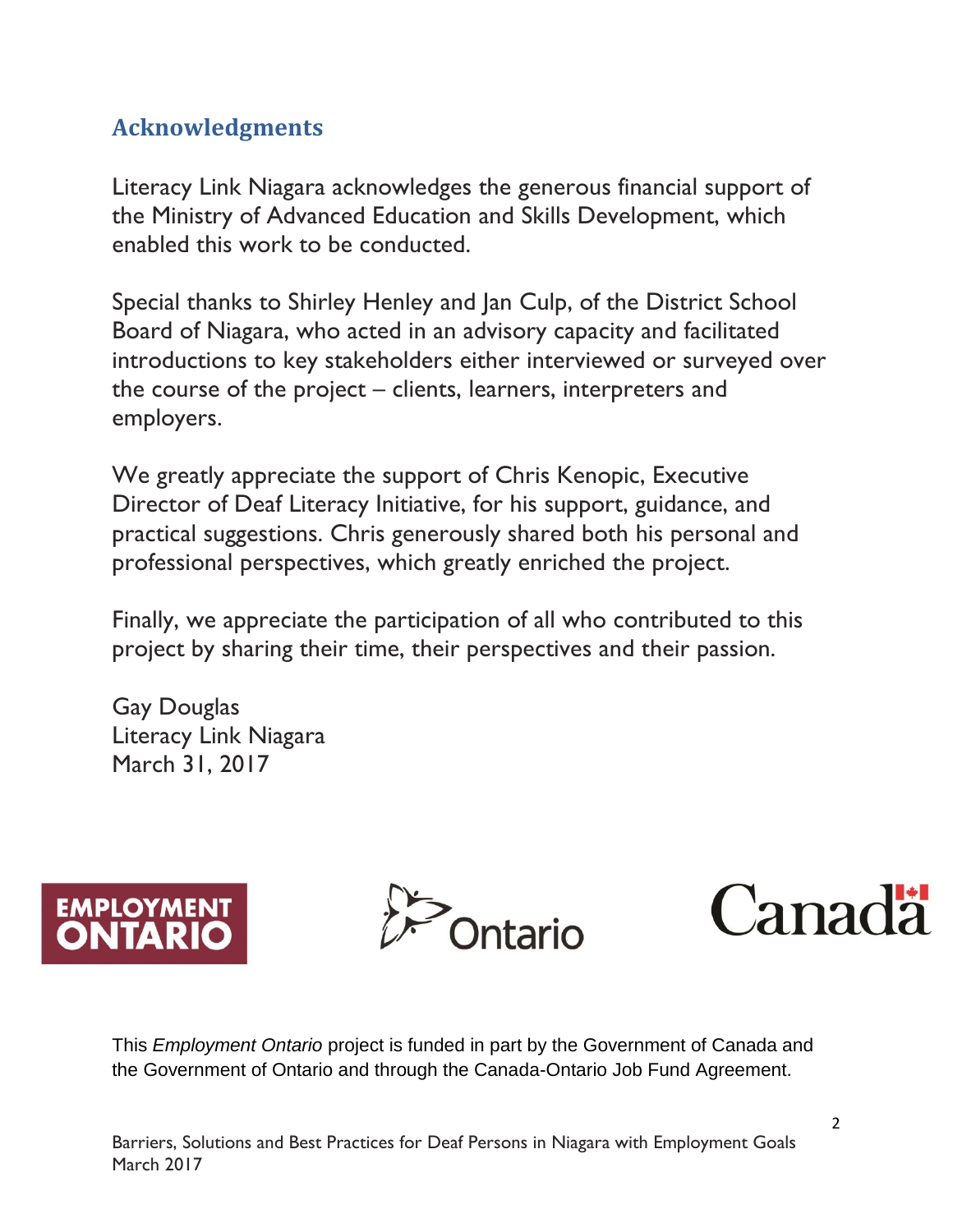## Acknowledgments

Literacy Link Niagara acknowledges the generous financial support of the Ministry of Advanced Education and Skills Development, which enabled this work to be conducted.

Special thanks to Shirley Henley and Jan Culp, of the District School Board of Niagara, who acted in an advisory capacity and facilitated introductions to key stakeholders either interviewed or surveyed over the course of the project – clients, learners, interpreters and employers.

We greatly appreciate the support of Chris Kenopic, Executive Director of Deaf Literacy Initiative, for his support, guidance, and practical suggestions. Chris generously shared both his personal and professional perspectives, which greatly enriched the project.

Finally, we appreciate the participation of all who contributed to this project by sharing their time, their perspectives and their passion.

Gay Douglas
Literacy Link Niagara
March 31, 2017

EMPLOYMENT ONTARIO

Ontario

Canada

This *Employment Ontario* project is funded in part by the Government of Canada and the Government of Ontario and through the Canada-Ontario Job Fund Agreement.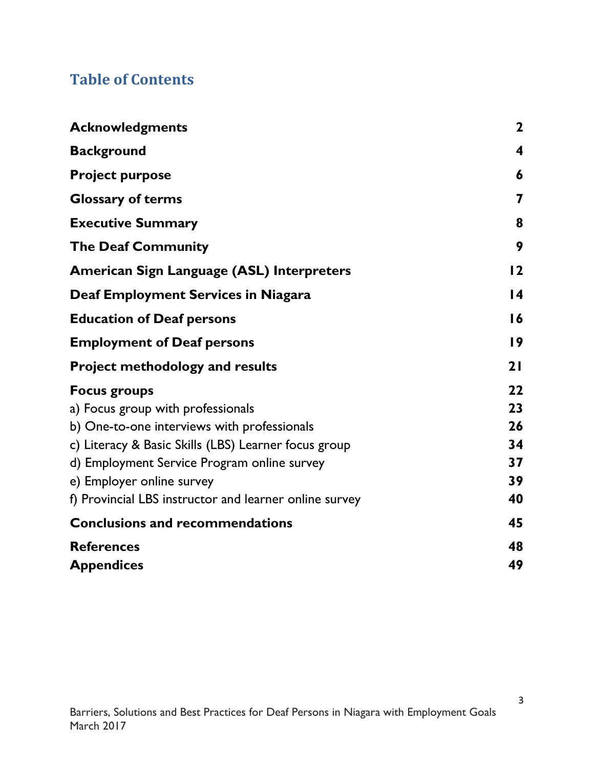## Table of Contents

| | |
|---|---|
| **Acknowledgments** | **2** |
| **Background** | **4** |
| **Project purpose** | **6** |
| **Glossary of terms** | **7** |
| **Executive Summary** | **8** |
| **The Deaf Community** | **9** |
| **American Sign Language (ASL) Interpreters** | **12** |
| **Deaf Employment Services in Niagara** | **14** |
| **Education of Deaf persons** | **16** |
| **Employment of Deaf persons** | **19** |
| **Project methodology and results** | **21** |
| **Focus groups** | **22** |
| a) Focus group with professionals | **23** |
| b) One-to-one interviews with professionals | **26** |
| c) Literacy & Basic Skills (LBS) Learner focus group | **34** |
| d) Employment Service Program online survey | **37** |
| e) Employer online survey | **39** |
| f) Provincial LBS instructor and learner online survey | **40** |
| **Conclusions and recommendations** | **45** |
| **References** | **48** |
| **Appendices** | **49** |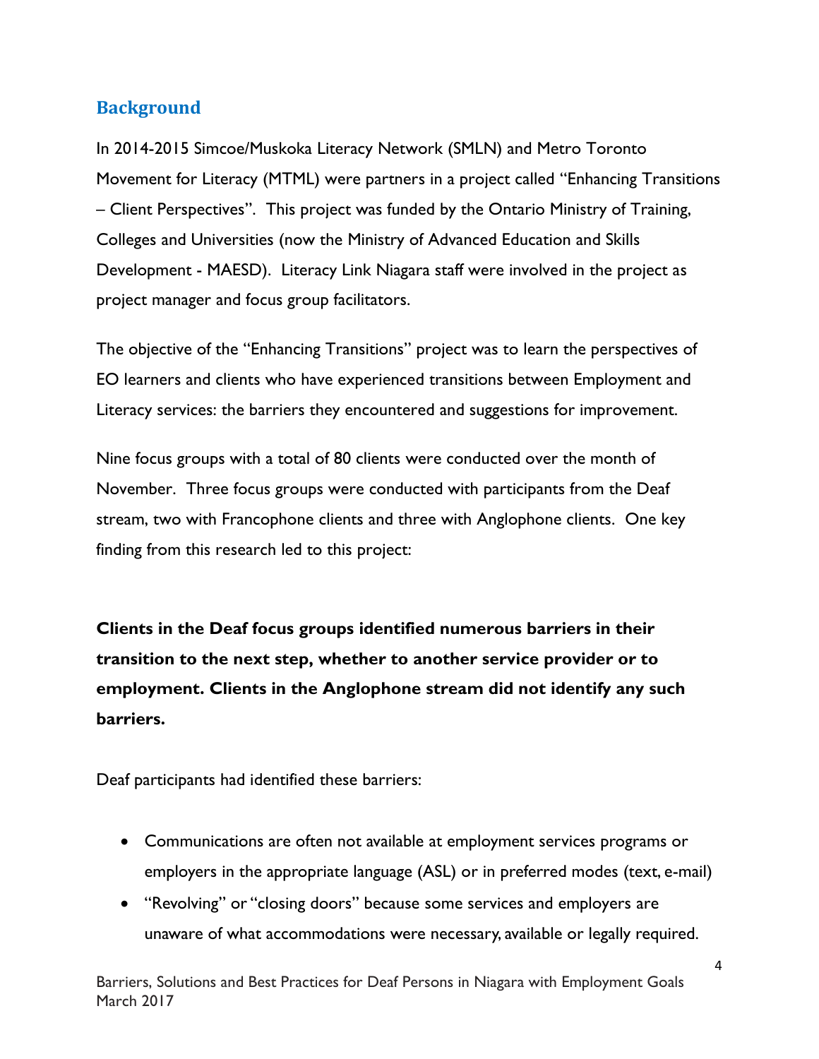## Background

In 2014-2015 Simcoe/Muskoka Literacy Network (SMLN) and Metro Toronto Movement for Literacy (MTML) were partners in a project called "Enhancing Transitions – Client Perspectives". This project was funded by the Ontario Ministry of Training, Colleges and Universities (now the Ministry of Advanced Education and Skills Development - MAESD). Literacy Link Niagara staff were involved in the project as project manager and focus group facilitators.

The objective of the "Enhancing Transitions" project was to learn the perspectives of EO learners and clients who have experienced transitions between Employment and Literacy services: the barriers they encountered and suggestions for improvement.

Nine focus groups with a total of 80 clients were conducted over the month of November. Three focus groups were conducted with participants from the Deaf stream, two with Francophone clients and three with Anglophone clients. One key finding from this research led to this project:

**Clients in the Deaf focus groups identified numerous barriers in their transition to the next step, whether to another service provider or to employment. Clients in the Anglophone stream did not identify any such barriers.**

Deaf participants had identified these barriers:

- Communications are often not available at employment services programs or employers in the appropriate language (ASL) or in preferred modes (text, e-mail)
- "Revolving" or "closing doors" because some services and employers are unaware of what accommodations were necessary, available or legally required.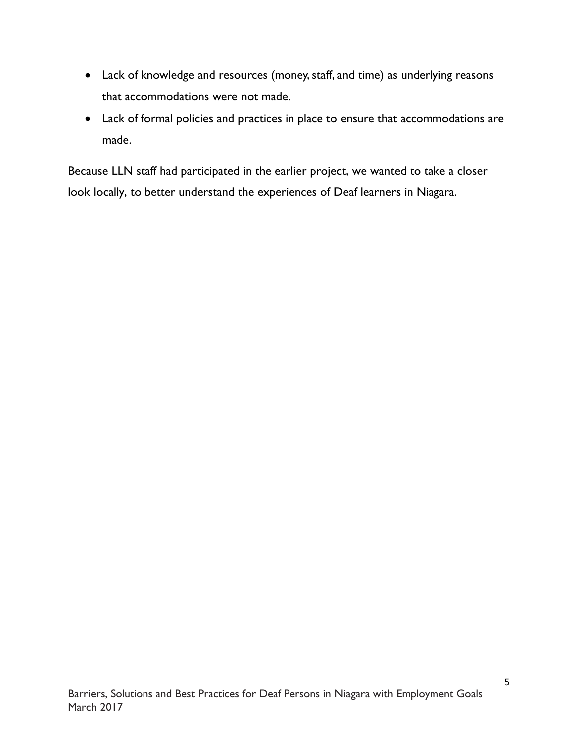- Lack of knowledge and resources (money, staff, and time) as underlying reasons that accommodations were not made.
- Lack of formal policies and practices in place to ensure that accommodations are made.

Because LLN staff had participated in the earlier project, we wanted to take a closer look locally, to better understand the experiences of Deaf learners in Niagara.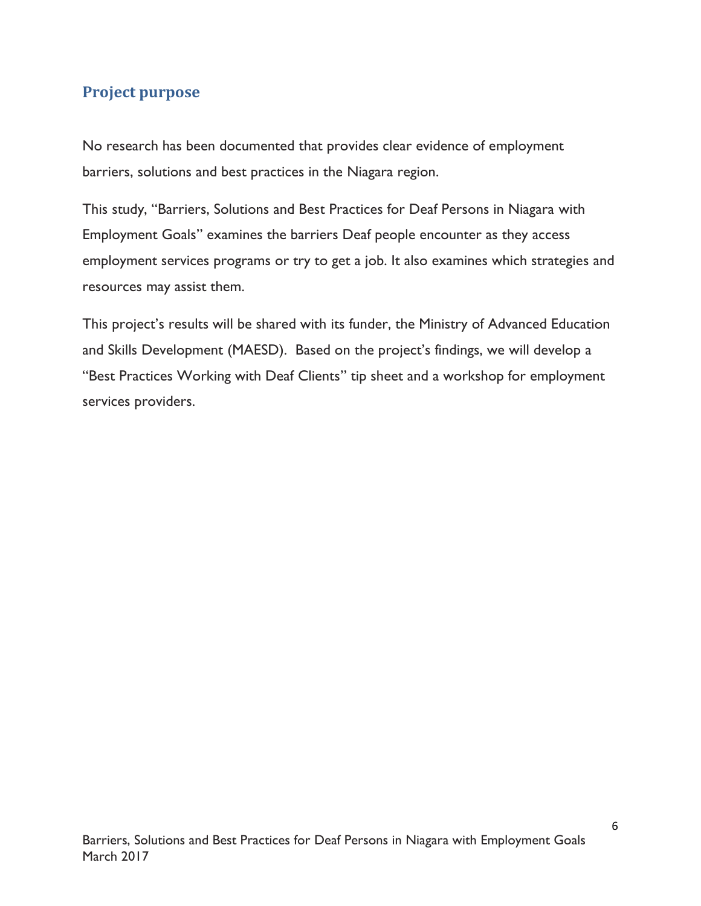## Project purpose

No research has been documented that provides clear evidence of employment barriers, solutions and best practices in the Niagara region.

This study, "Barriers, Solutions and Best Practices for Deaf Persons in Niagara with Employment Goals" examines the barriers Deaf people encounter as they access employment services programs or try to get a job. It also examines which strategies and resources may assist them.

This project's results will be shared with its funder, the Ministry of Advanced Education and Skills Development (MAESD). Based on the project's findings, we will develop a "Best Practices Working with Deaf Clients" tip sheet and a workshop for employment services providers.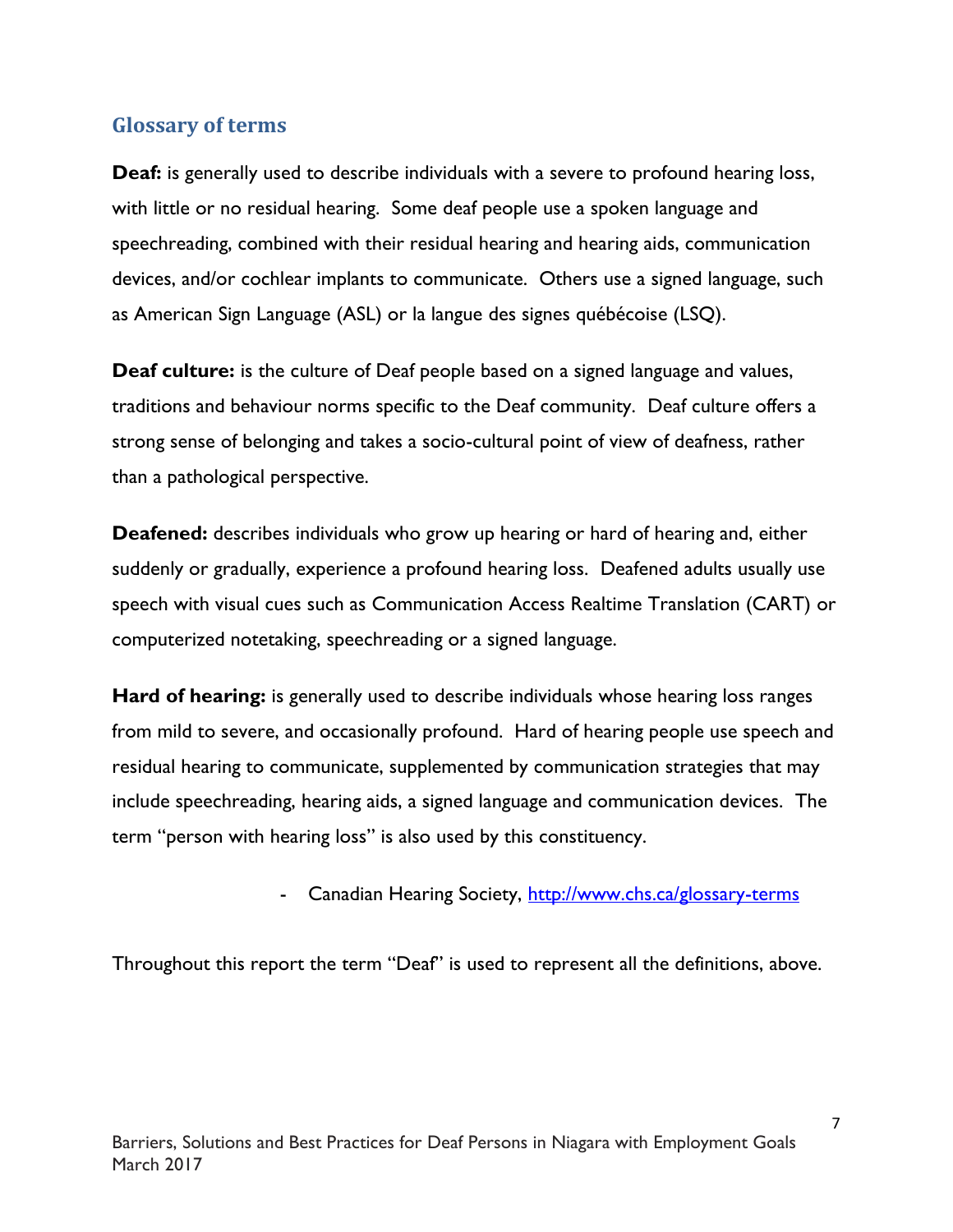## Glossary of terms

**Deaf:** is generally used to describe individuals with a severe to profound hearing loss, with little or no residual hearing. Some deaf people use a spoken language and speechreading, combined with their residual hearing and hearing aids, communication devices, and/or cochlear implants to communicate. Others use a signed language, such as American Sign Language (ASL) or la langue des signes québécoise (LSQ).

**Deaf culture:** is the culture of Deaf people based on a signed language and values, traditions and behaviour norms specific to the Deaf community. Deaf culture offers a strong sense of belonging and takes a socio-cultural point of view of deafness, rather than a pathological perspective.

**Deafened:** describes individuals who grow up hearing or hard of hearing and, either suddenly or gradually, experience a profound hearing loss. Deafened adults usually use speech with visual cues such as Communication Access Realtime Translation (CART) or computerized notetaking, speechreading or a signed language.

**Hard of hearing:** is generally used to describe individuals whose hearing loss ranges from mild to severe, and occasionally profound. Hard of hearing people use speech and residual hearing to communicate, supplemented by communication strategies that may include speechreading, hearing aids, a signed language and communication devices. The term "person with hearing loss" is also used by this constituency.

- Canadian Hearing Society, http://www.chs.ca/glossary-terms

Throughout this report the term "Deaf" is used to represent all the definitions, above.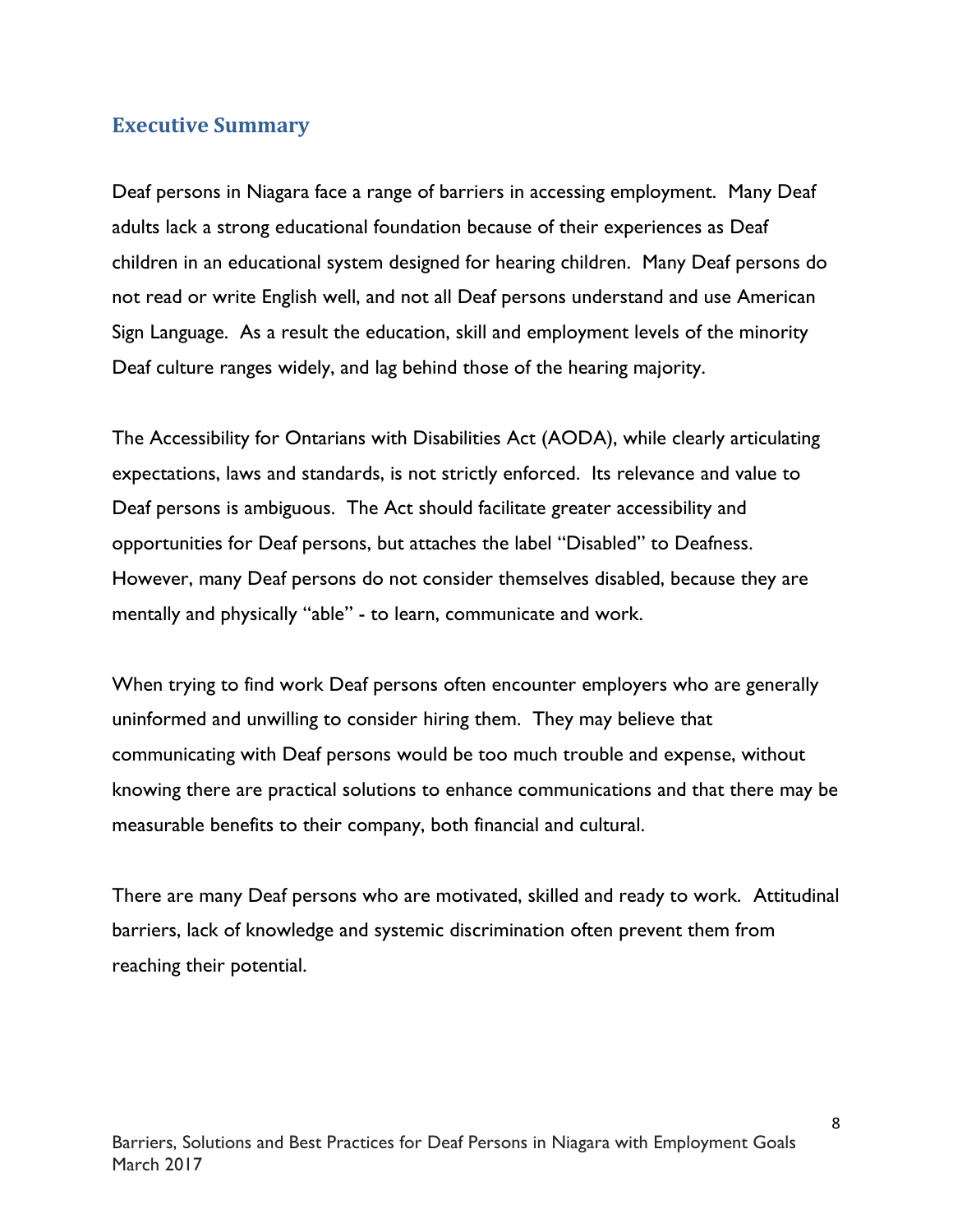## Executive Summary

Deaf persons in Niagara face a range of barriers in accessing employment. Many Deaf adults lack a strong educational foundation because of their experiences as Deaf children in an educational system designed for hearing children. Many Deaf persons do not read or write English well, and not all Deaf persons understand and use American Sign Language. As a result the education, skill and employment levels of the minority Deaf culture ranges widely, and lag behind those of the hearing majority.

The Accessibility for Ontarians with Disabilities Act (AODA), while clearly articulating expectations, laws and standards, is not strictly enforced. Its relevance and value to Deaf persons is ambiguous. The Act should facilitate greater accessibility and opportunities for Deaf persons, but attaches the label "Disabled" to Deafness. However, many Deaf persons do not consider themselves disabled, because they are mentally and physically "able" - to learn, communicate and work.

When trying to find work Deaf persons often encounter employers who are generally uninformed and unwilling to consider hiring them. They may believe that communicating with Deaf persons would be too much trouble and expense, without knowing there are practical solutions to enhance communications and that there may be measurable benefits to their company, both financial and cultural.

There are many Deaf persons who are motivated, skilled and ready to work. Attitudinal barriers, lack of knowledge and systemic discrimination often prevent them from reaching their potential.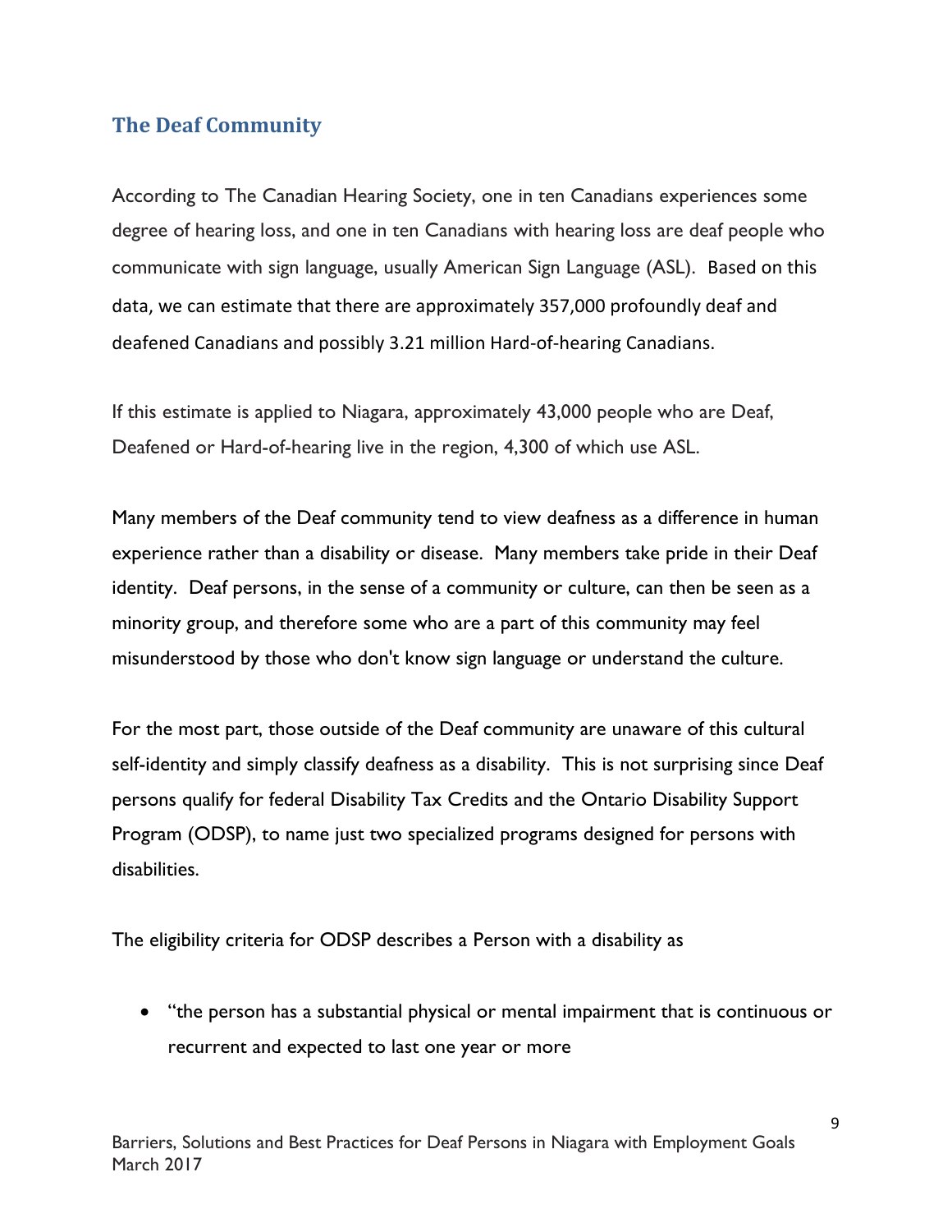## The Deaf Community

According to The Canadian Hearing Society, one in ten Canadians experiences some degree of hearing loss, and one in ten Canadians with hearing loss are deaf people who communicate with sign language, usually American Sign Language (ASL). Based on this data, we can estimate that there are approximately 357,000 profoundly deaf and deafened Canadians and possibly 3.21 million Hard-of-hearing Canadians.

If this estimate is applied to Niagara, approximately 43,000 people who are Deaf, Deafened or Hard-of-hearing live in the region, 4,300 of which use ASL.

Many members of the Deaf community tend to view deafness as a difference in human experience rather than a disability or disease. Many members take pride in their Deaf identity. Deaf persons, in the sense of a community or culture, can then be seen as a minority group, and therefore some who are a part of this community may feel misunderstood by those who don't know sign language or understand the culture.

For the most part, those outside of the Deaf community are unaware of this cultural self-identity and simply classify deafness as a disability. This is not surprising since Deaf persons qualify for federal Disability Tax Credits and the Ontario Disability Support Program (ODSP), to name just two specialized programs designed for persons with disabilities.

The eligibility criteria for ODSP describes a Person with a disability as

- "the person has a substantial physical or mental impairment that is continuous or recurrent and expected to last one year or more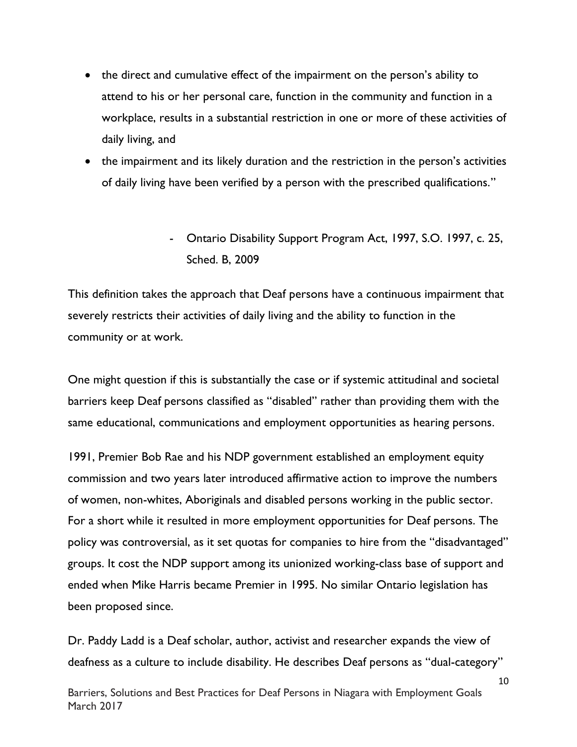- the direct and cumulative effect of the impairment on the person's ability to attend to his or her personal care, function in the community and function in a workplace, results in a substantial restriction in one or more of these activities of daily living, and
- the impairment and its likely duration and the restriction in the person's activities of daily living have been verified by a person with the prescribed qualifications."

> - Ontario Disability Support Program Act, 1997, S.O. 1997, c. 25, Sched. B, 2009

This definition takes the approach that Deaf persons have a continuous impairment that severely restricts their activities of daily living and the ability to function in the community or at work.

One might question if this is substantially the case or if systemic attitudinal and societal barriers keep Deaf persons classified as "disabled" rather than providing them with the same educational, communications and employment opportunities as hearing persons.

1991, Premier Bob Rae and his NDP government established an employment equity commission and two years later introduced affirmative action to improve the numbers of women, non-whites, Aboriginals and disabled persons working in the public sector. For a short while it resulted in more employment opportunities for Deaf persons. The policy was controversial, as it set quotas for companies to hire from the "disadvantaged" groups. It cost the NDP support among its unionized working-class base of support and ended when Mike Harris became Premier in 1995. No similar Ontario legislation has been proposed since.

Dr. Paddy Ladd is a Deaf scholar, author, activist and researcher expands the view of deafness as a culture to include disability. He describes Deaf persons as "dual-category"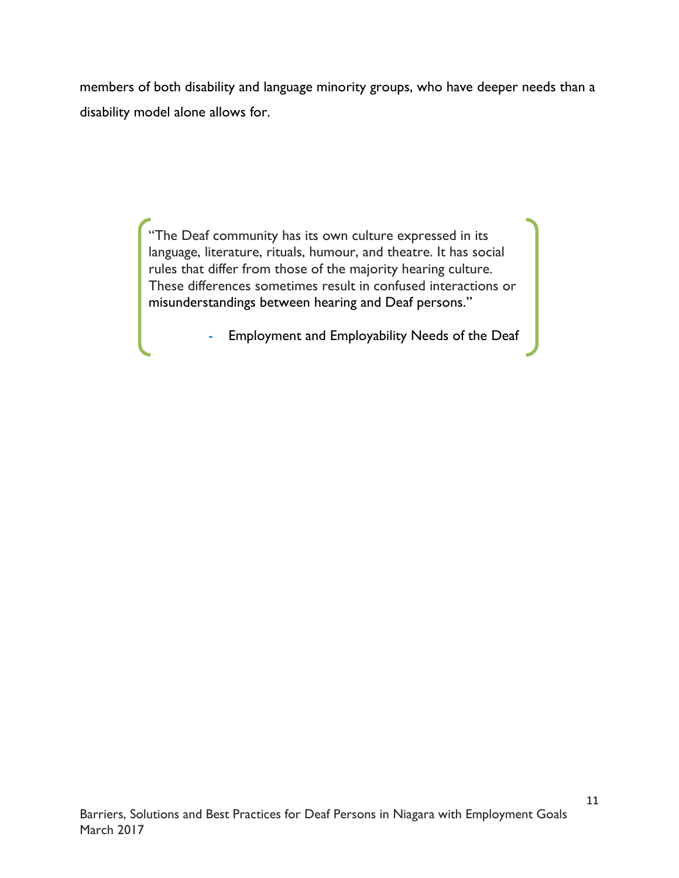members of both disability and language minority groups, who have deeper needs than a disability model alone allows for.

> "The Deaf community has its own culture expressed in its language, literature, rituals, humour, and theatre. It has social rules that differ from those of the majority hearing culture. These differences sometimes result in confused interactions or misunderstandings between hearing and Deaf persons."
>
> - Employment and Employability Needs of the Deaf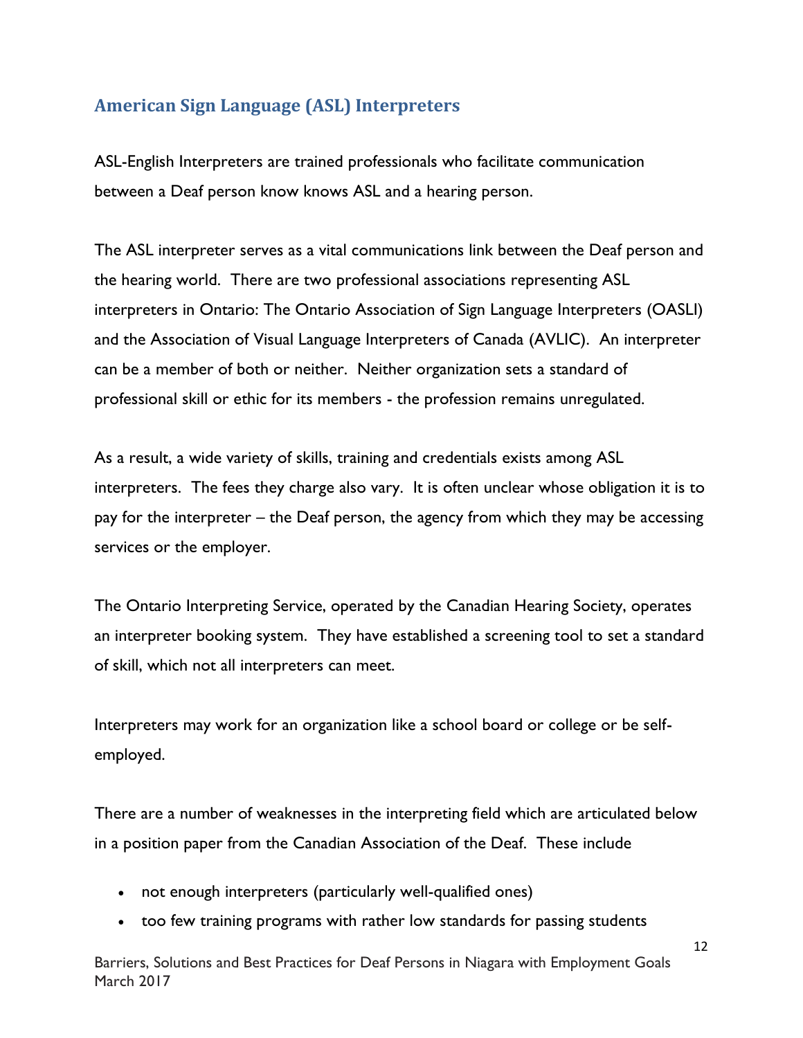## American Sign Language (ASL) Interpreters

ASL-English Interpreters are trained professionals who facilitate communication between a Deaf person know knows ASL and a hearing person.

The ASL interpreter serves as a vital communications link between the Deaf person and the hearing world. There are two professional associations representing ASL interpreters in Ontario: The Ontario Association of Sign Language Interpreters (OASLI) and the Association of Visual Language Interpreters of Canada (AVLIC). An interpreter can be a member of both or neither. Neither organization sets a standard of professional skill or ethic for its members - the profession remains unregulated.

As a result, a wide variety of skills, training and credentials exists among ASL interpreters. The fees they charge also vary. It is often unclear whose obligation it is to pay for the interpreter – the Deaf person, the agency from which they may be accessing services or the employer.

The Ontario Interpreting Service, operated by the Canadian Hearing Society, operates an interpreter booking system. They have established a screening tool to set a standard of skill, which not all interpreters can meet.

Interpreters may work for an organization like a school board or college or be self-employed.

There are a number of weaknesses in the interpreting field which are articulated below in a position paper from the Canadian Association of the Deaf. These include

- not enough interpreters (particularly well-qualified ones)
- too few training programs with rather low standards for passing students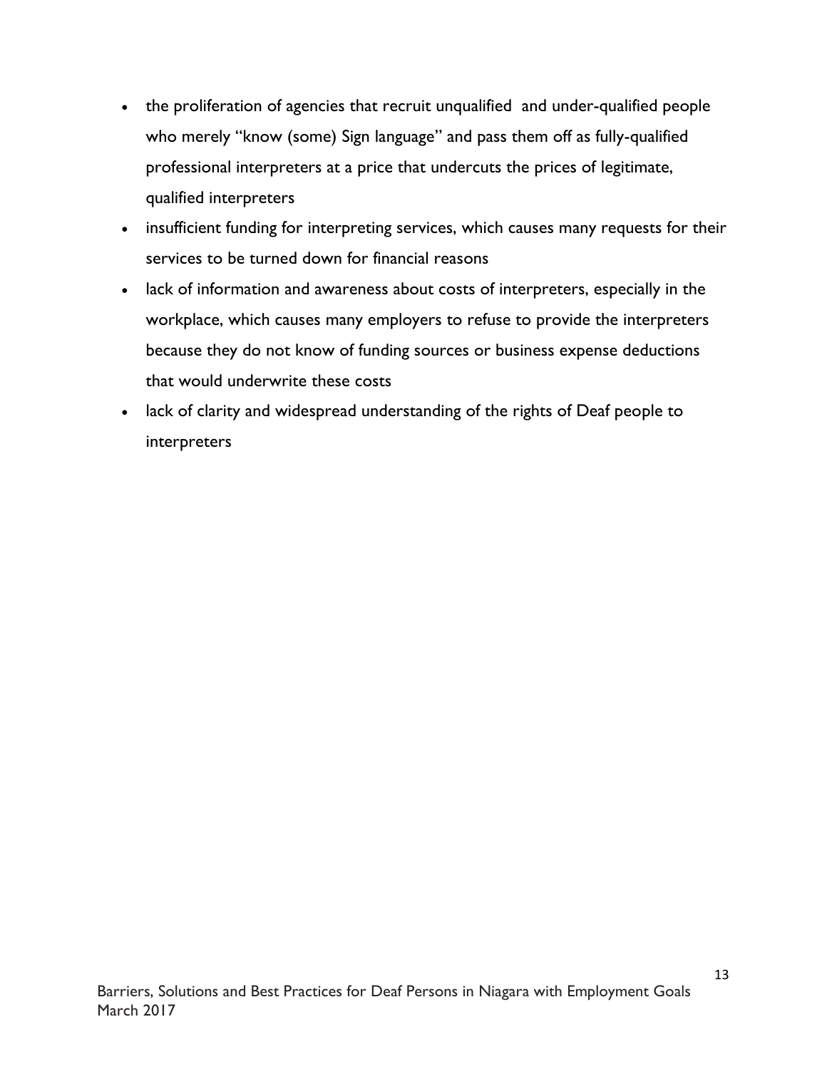- the proliferation of agencies that recruit unqualified and under-qualified people who merely "know (some) Sign language" and pass them off as fully-qualified professional interpreters at a price that undercuts the prices of legitimate, qualified interpreters
- insufficient funding for interpreting services, which causes many requests for their services to be turned down for financial reasons
- lack of information and awareness about costs of interpreters, especially in the workplace, which causes many employers to refuse to provide the interpreters because they do not know of funding sources or business expense deductions that would underwrite these costs
- lack of clarity and widespread understanding of the rights of Deaf people to interpreters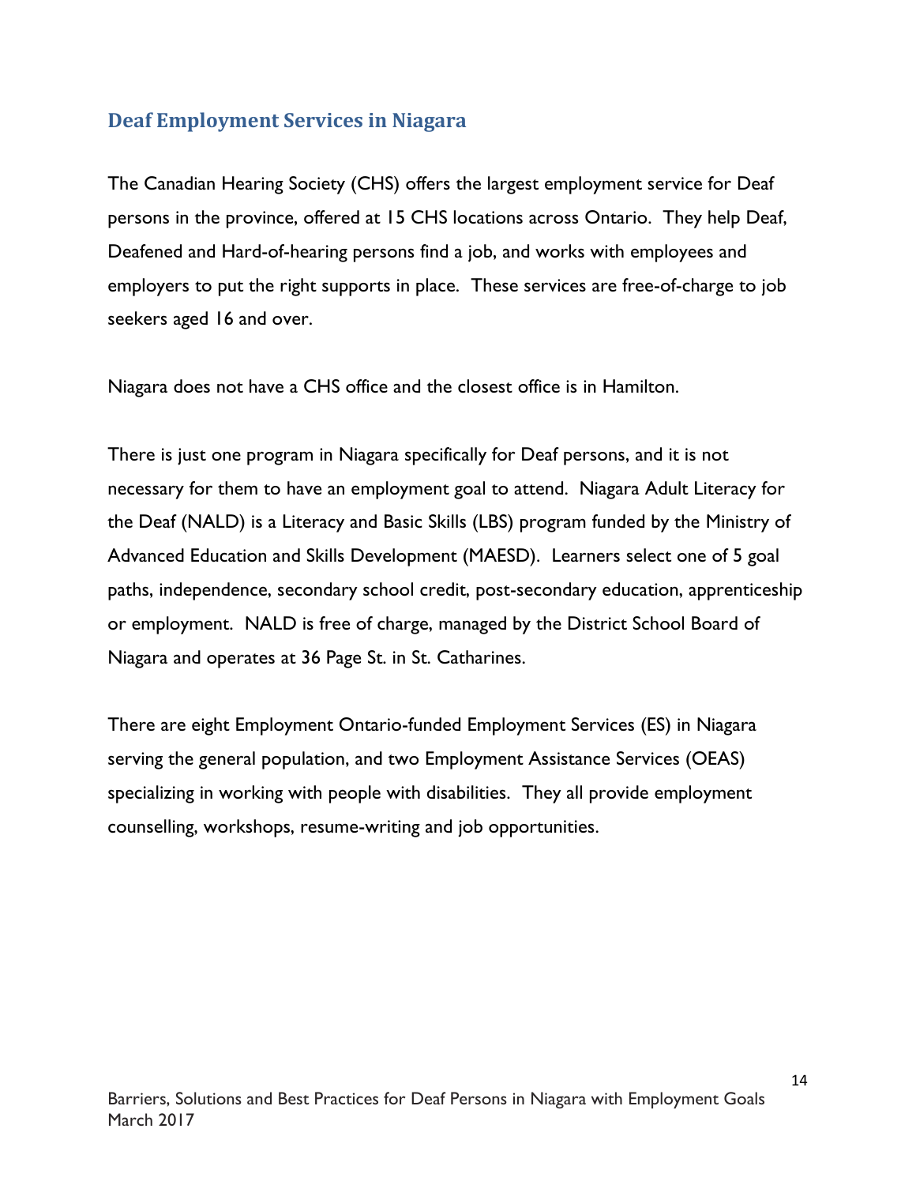## Deaf Employment Services in Niagara

The Canadian Hearing Society (CHS) offers the largest employment service for Deaf persons in the province, offered at 15 CHS locations across Ontario. They help Deaf, Deafened and Hard-of-hearing persons find a job, and works with employees and employers to put the right supports in place. These services are free-of-charge to job seekers aged 16 and over.

Niagara does not have a CHS office and the closest office is in Hamilton.

There is just one program in Niagara specifically for Deaf persons, and it is not necessary for them to have an employment goal to attend. Niagara Adult Literacy for the Deaf (NALD) is a Literacy and Basic Skills (LBS) program funded by the Ministry of Advanced Education and Skills Development (MAESD). Learners select one of 5 goal paths, independence, secondary school credit, post-secondary education, apprenticeship or employment. NALD is free of charge, managed by the District School Board of Niagara and operates at 36 Page St. in St. Catharines.

There are eight Employment Ontario-funded Employment Services (ES) in Niagara serving the general population, and two Employment Assistance Services (OEAS) specializing in working with people with disabilities. They all provide employment counselling, workshops, resume-writing and job opportunities.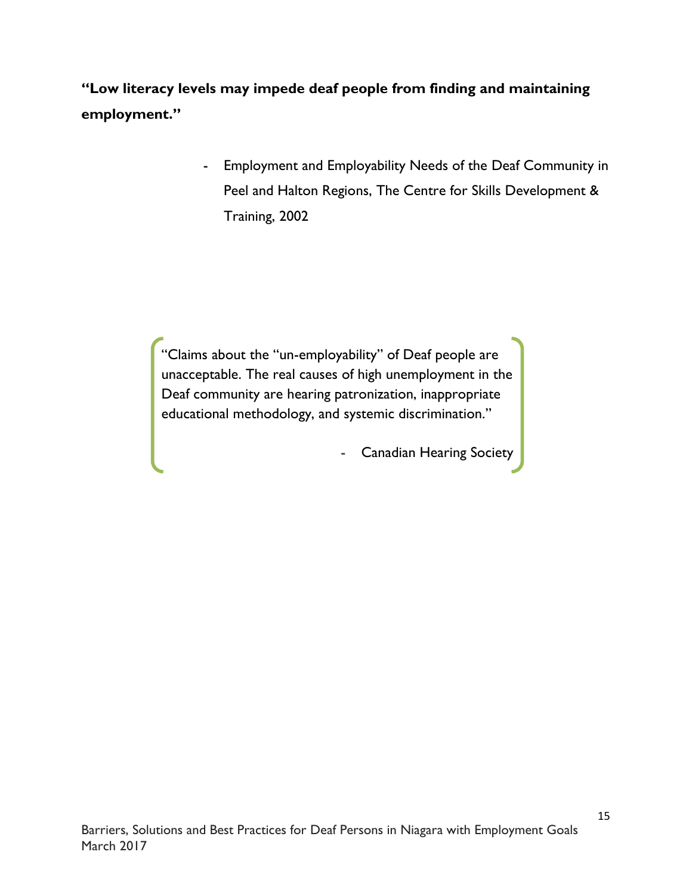**“Low literacy levels may impede deaf people from finding and maintaining employment.”**

- Employment and Employability Needs of the Deaf Community in Peel and Halton Regions, The Centre for Skills Development & Training, 2002

> “Claims about the “un-employability” of Deaf people are unacceptable. The real causes of high unemployment in the Deaf community are hearing patronization, inappropriate educational methodology, and systemic discrimination.”
>
> - Canadian Hearing Society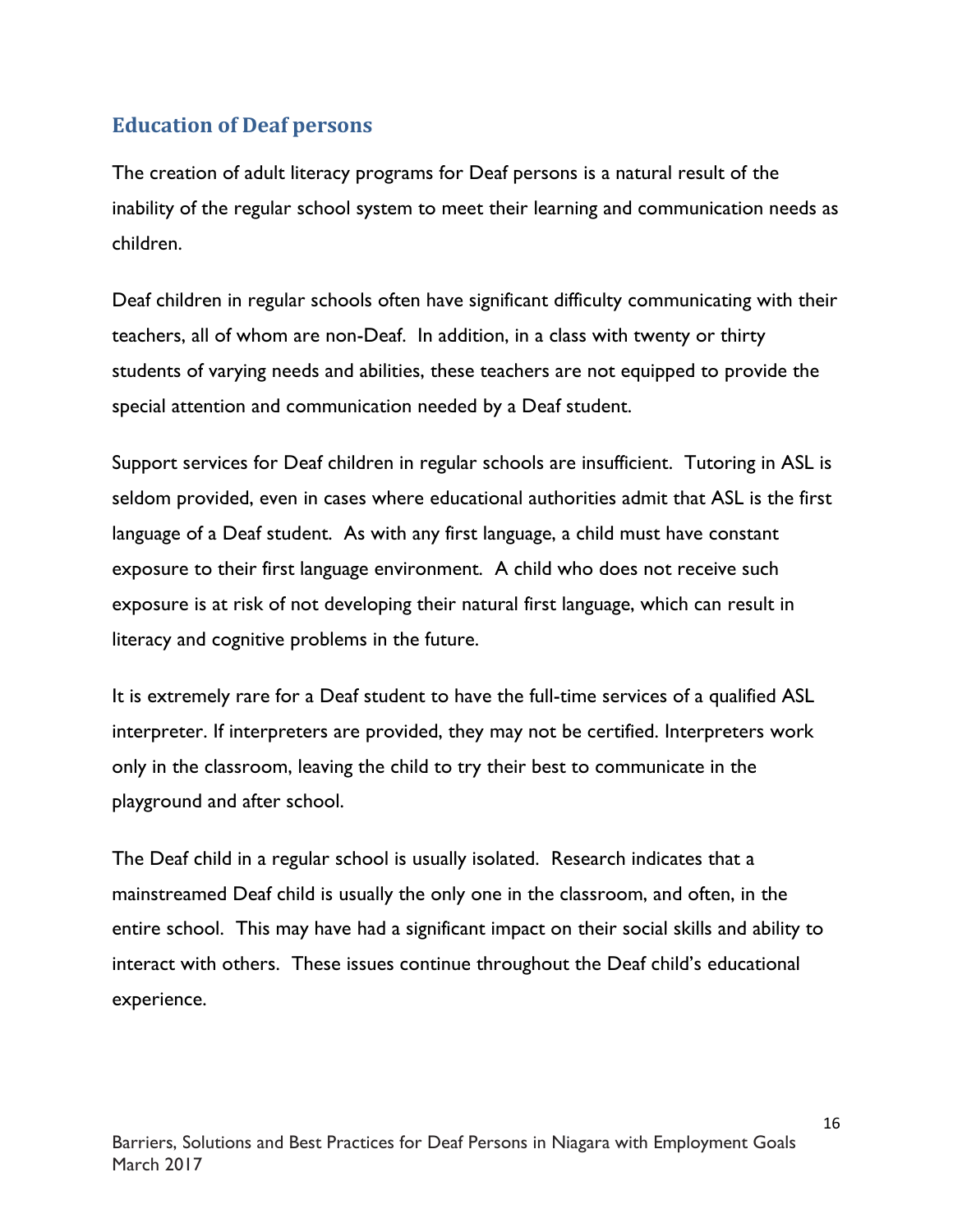## Education of Deaf persons

The creation of adult literacy programs for Deaf persons is a natural result of the inability of the regular school system to meet their learning and communication needs as children.

Deaf children in regular schools often have significant difficulty communicating with their teachers, all of whom are non-Deaf. In addition, in a class with twenty or thirty students of varying needs and abilities, these teachers are not equipped to provide the special attention and communication needed by a Deaf student.

Support services for Deaf children in regular schools are insufficient. Tutoring in ASL is seldom provided, even in cases where educational authorities admit that ASL is the first language of a Deaf student. As with any first language, a child must have constant exposure to their first language environment. A child who does not receive such exposure is at risk of not developing their natural first language, which can result in literacy and cognitive problems in the future.

It is extremely rare for a Deaf student to have the full-time services of a qualified ASL interpreter. If interpreters are provided, they may not be certified. Interpreters work only in the classroom, leaving the child to try their best to communicate in the playground and after school.

The Deaf child in a regular school is usually isolated. Research indicates that a mainstreamed Deaf child is usually the only one in the classroom, and often, in the entire school. This may have had a significant impact on their social skills and ability to interact with others. These issues continue throughout the Deaf child's educational experience.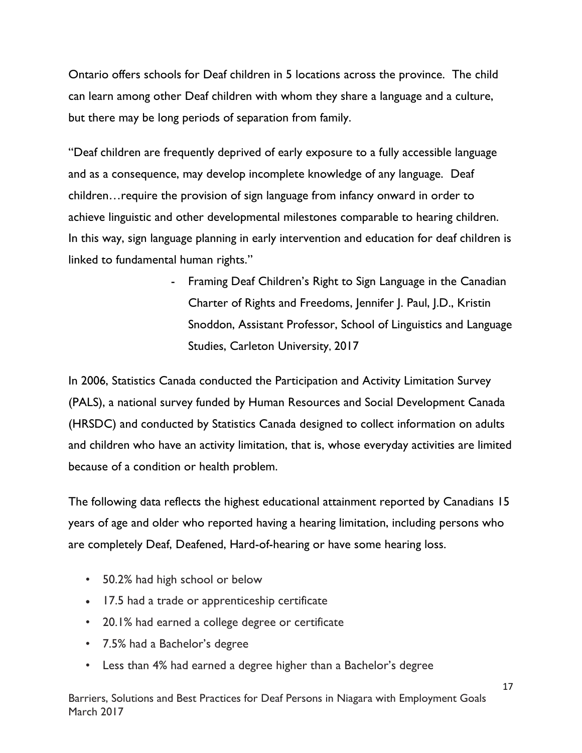Ontario offers schools for Deaf children in 5 locations across the province. The child can learn among other Deaf children with whom they share a language and a culture, but there may be long periods of separation from family.

"Deaf children are frequently deprived of early exposure to a fully accessible language and as a consequence, may develop incomplete knowledge of any language. Deaf children…require the provision of sign language from infancy onward in order to achieve linguistic and other developmental milestones comparable to hearing children. In this way, sign language planning in early intervention and education for deaf children is linked to fundamental human rights."

- Framing Deaf Children's Right to Sign Language in the Canadian Charter of Rights and Freedoms, Jennifer J. Paul, J.D., Kristin Snoddon, Assistant Professor, School of Linguistics and Language Studies, Carleton University, 2017

In 2006, Statistics Canada conducted the Participation and Activity Limitation Survey (PALS), a national survey funded by Human Resources and Social Development Canada (HRSDC) and conducted by Statistics Canada designed to collect information on adults and children who have an activity limitation, that is, whose everyday activities are limited because of a condition or health problem.

The following data reflects the highest educational attainment reported by Canadians 15 years of age and older who reported having a hearing limitation, including persons who are completely Deaf, Deafened, Hard-of-hearing or have some hearing loss.

- 50.2% had high school or below
- 17.5 had a trade or apprenticeship certificate
- 20.1% had earned a college degree or certificate
- 7.5% had a Bachelor's degree
- Less than 4% had earned a degree higher than a Bachelor's degree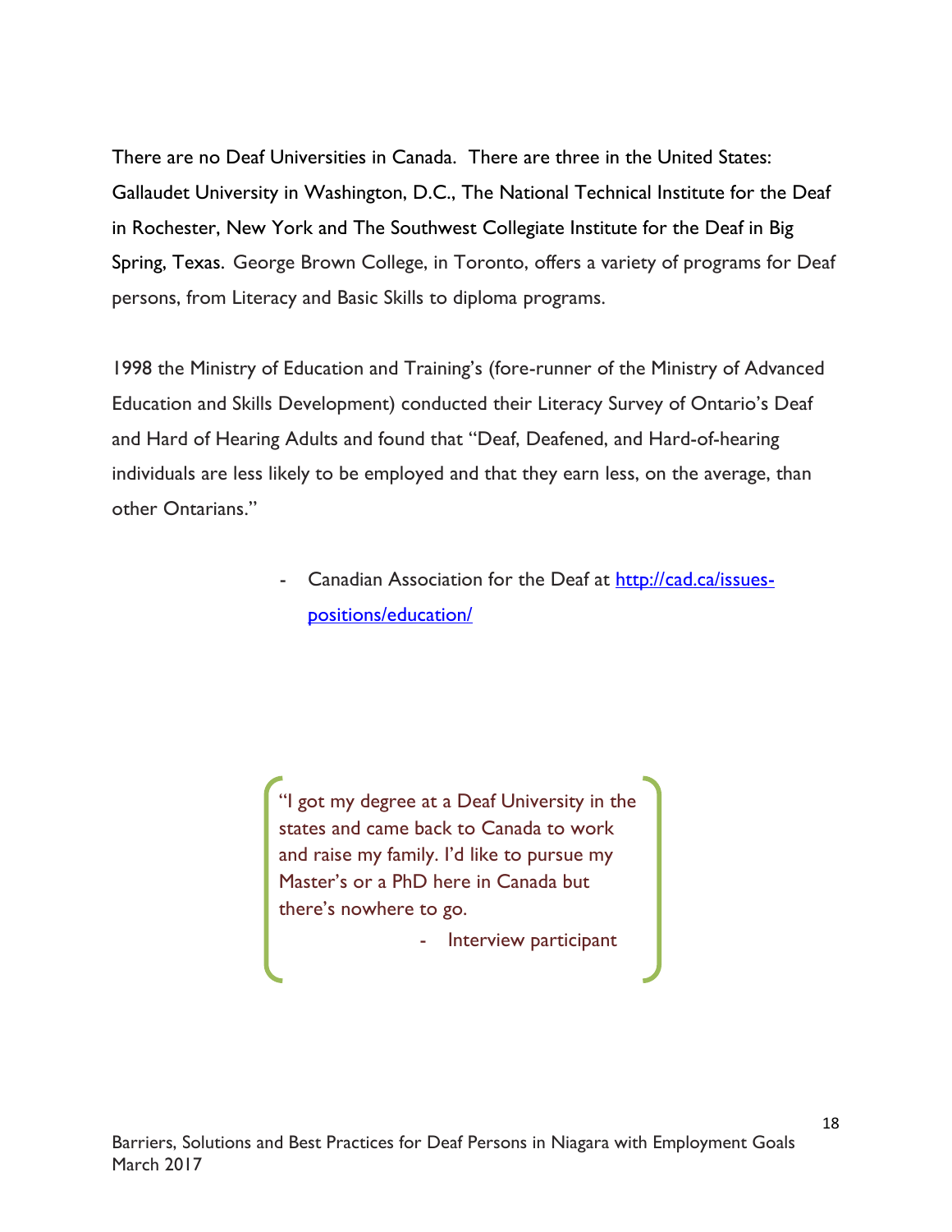There are no Deaf Universities in Canada. There are three in the United States: Gallaudet University in Washington, D.C., The National Technical Institute for the Deaf in Rochester, New York and The Southwest Collegiate Institute for the Deaf in Big Spring, Texas. George Brown College, in Toronto, offers a variety of programs for Deaf persons, from Literacy and Basic Skills to diploma programs.

1998 the Ministry of Education and Training's (fore-runner of the Ministry of Advanced Education and Skills Development) conducted their Literacy Survey of Ontario's Deaf and Hard of Hearing Adults and found that "Deaf, Deafened, and Hard-of-hearing individuals are less likely to be employed and that they earn less, on the average, than other Ontarians."

- Canadian Association for the Deaf at [http://cad.ca/issues-positions/education/](http://cad.ca/issues-positions/education/)

> "I got my degree at a Deaf University in the states and came back to Canada to work and raise my family. I'd like to pursue my Master's or a PhD here in Canada but there's nowhere to go.
>
> - Interview participant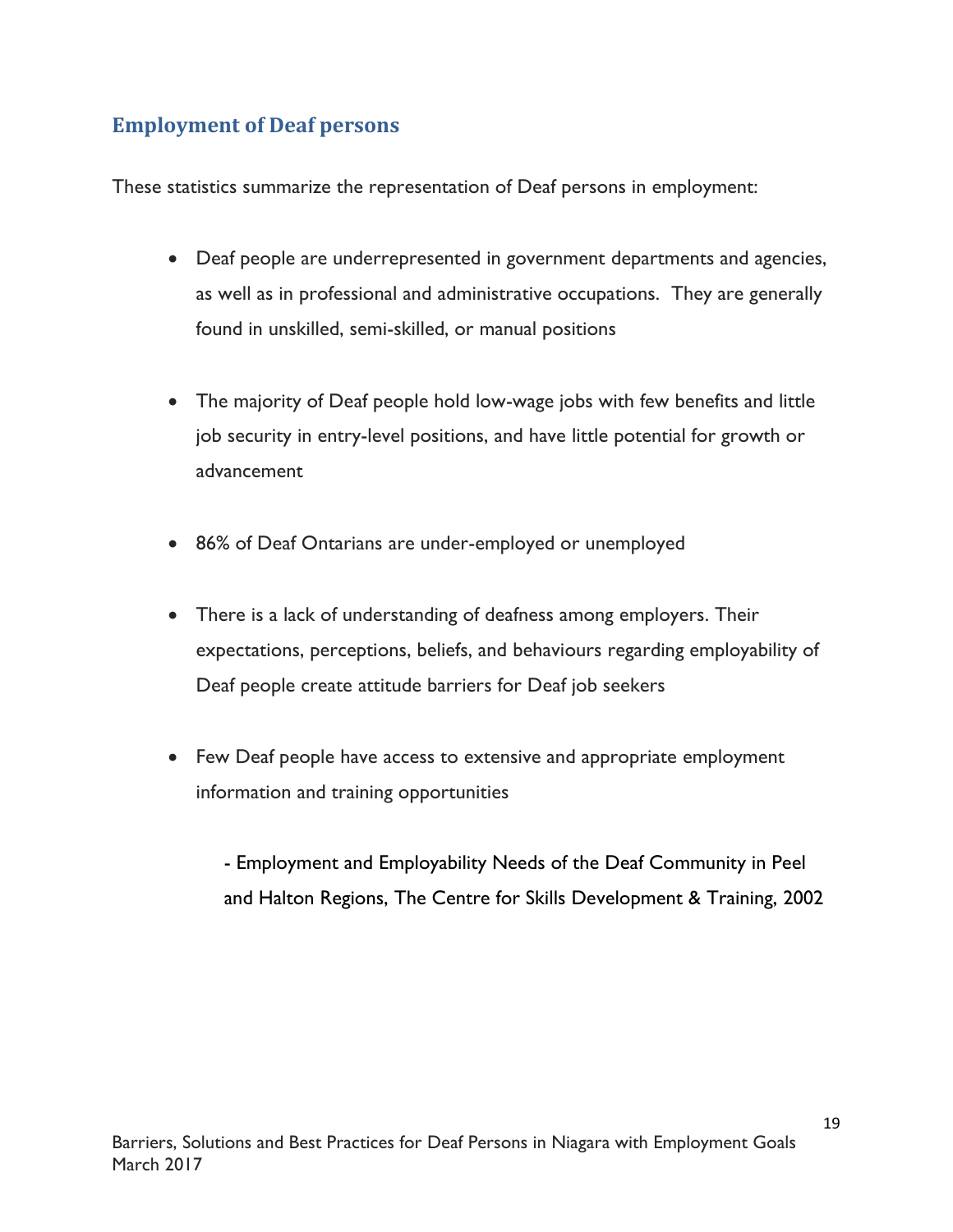## Employment of Deaf persons

These statistics summarize the representation of Deaf persons in employment:

- Deaf people are underrepresented in government departments and agencies, as well as in professional and administrative occupations. They are generally found in unskilled, semi-skilled, or manual positions
- The majority of Deaf people hold low-wage jobs with few benefits and little job security in entry-level positions, and have little potential for growth or advancement
- 86% of Deaf Ontarians are under-employed or unemployed
- There is a lack of understanding of deafness among employers. Their expectations, perceptions, beliefs, and behaviours regarding employability of Deaf people create attitude barriers for Deaf job seekers
- Few Deaf people have access to extensive and appropriate employment information and training opportunities

> - Employment and Employability Needs of the Deaf Community in Peel and Halton Regions, The Centre for Skills Development & Training, 2002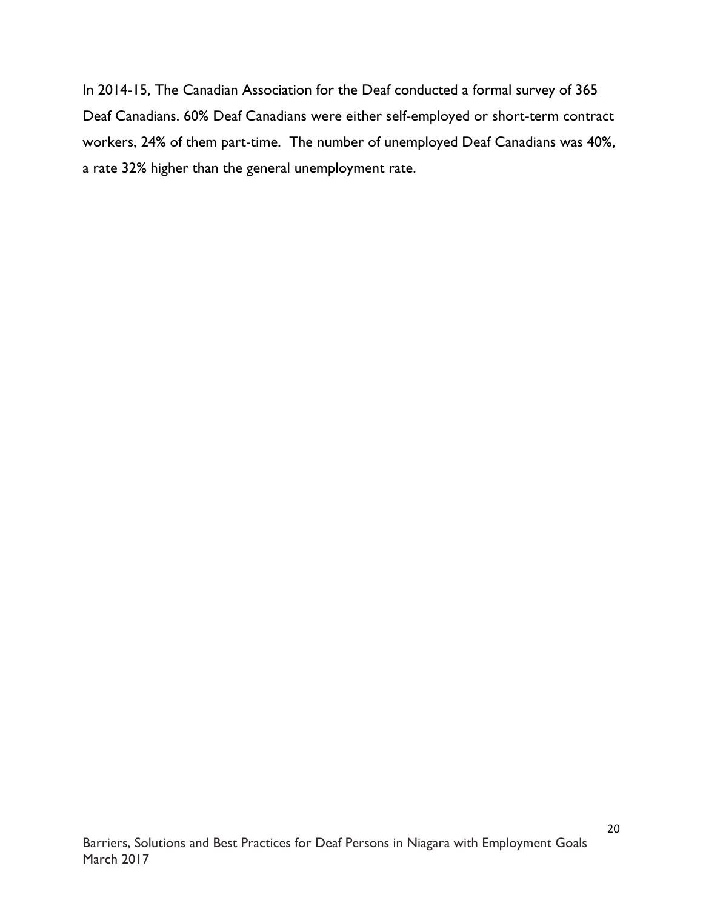In 2014-15, The Canadian Association for the Deaf conducted a formal survey of 365 Deaf Canadians. 60% Deaf Canadians were either self-employed or short-term contract workers, 24% of them part-time. The number of unemployed Deaf Canadians was 40%, a rate 32% higher than the general unemployment rate.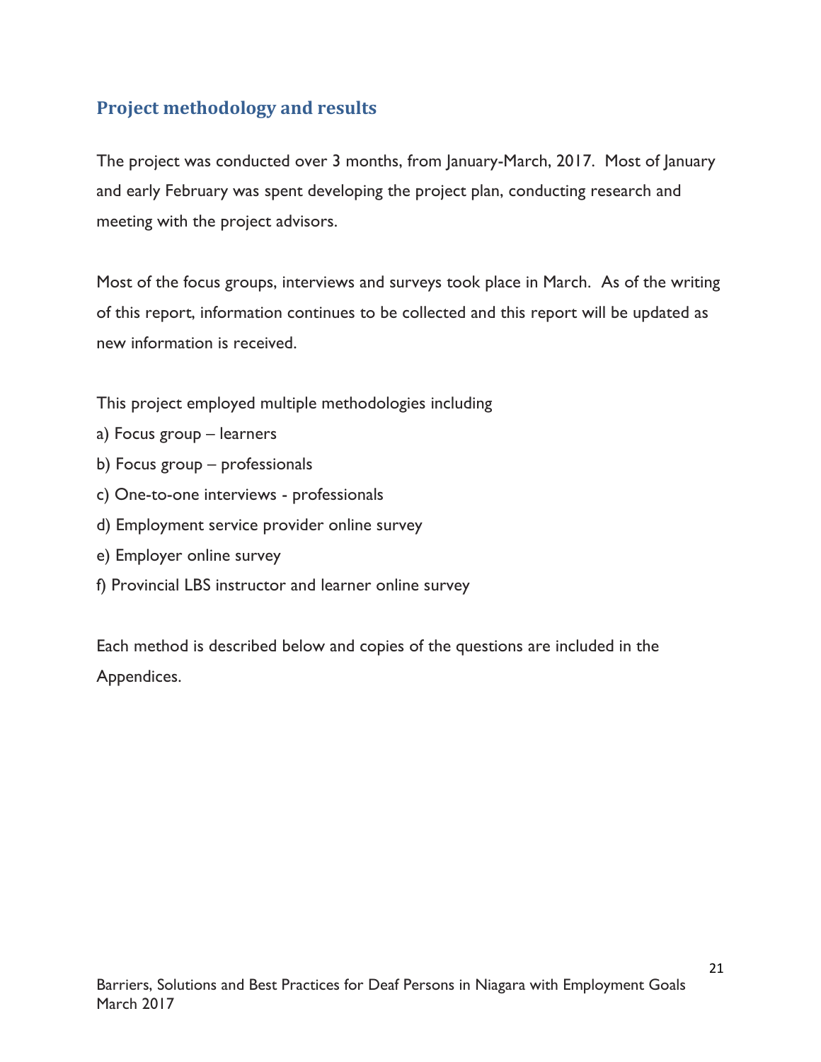## Project methodology and results

The project was conducted over 3 months, from January-March, 2017. Most of January and early February was spent developing the project plan, conducting research and meeting with the project advisors.

Most of the focus groups, interviews and surveys took place in March. As of the writing of this report, information continues to be collected and this report will be updated as new information is received.

This project employed multiple methodologies including

a) Focus group – learners
b) Focus group – professionals
c) One-to-one interviews - professionals
d) Employment service provider online survey
e) Employer online survey
f) Provincial LBS instructor and learner online survey

Each method is described below and copies of the questions are included in the Appendices.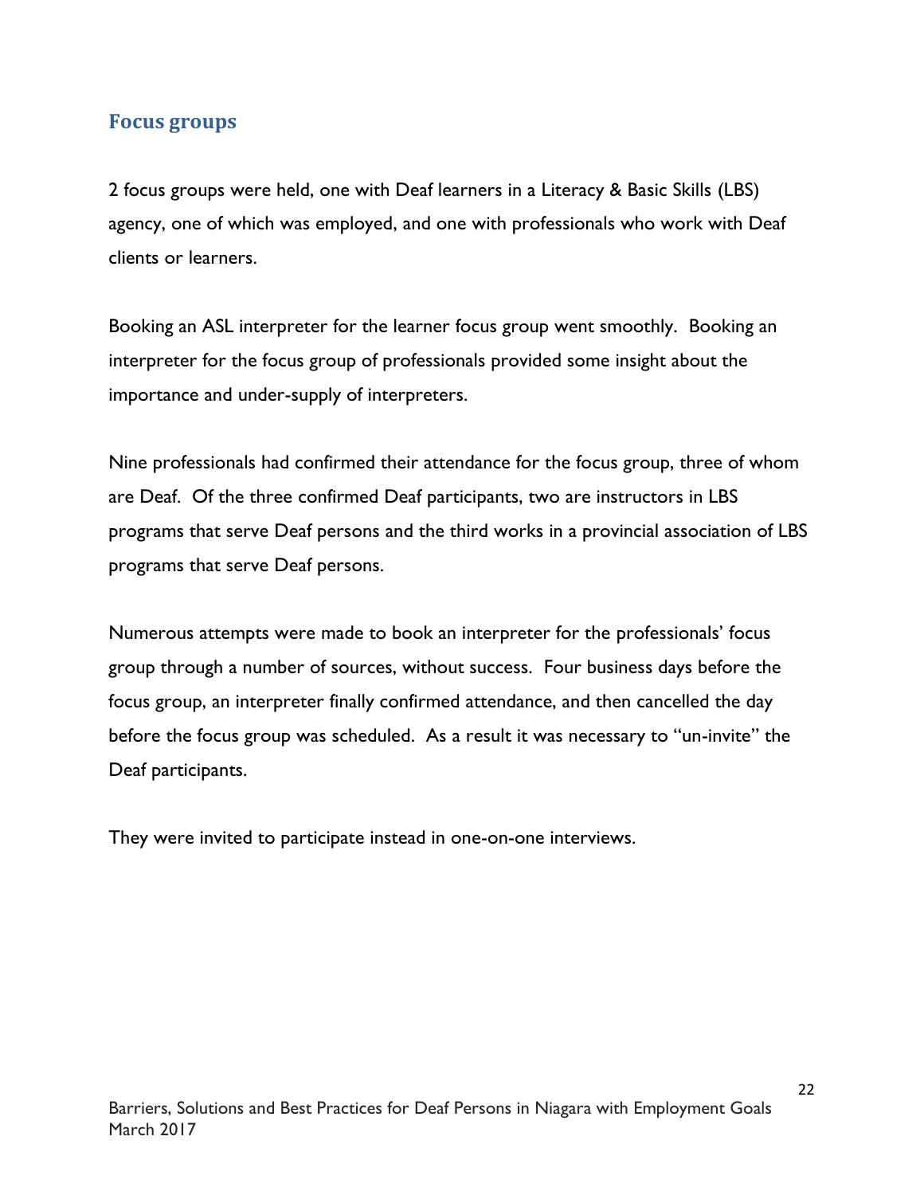## Focus groups

2 focus groups were held, one with Deaf learners in a Literacy & Basic Skills (LBS) agency, one of which was employed, and one with professionals who work with Deaf clients or learners.

Booking an ASL interpreter for the learner focus group went smoothly. Booking an interpreter for the focus group of professionals provided some insight about the importance and under-supply of interpreters.

Nine professionals had confirmed their attendance for the focus group, three of whom are Deaf. Of the three confirmed Deaf participants, two are instructors in LBS programs that serve Deaf persons and the third works in a provincial association of LBS programs that serve Deaf persons.

Numerous attempts were made to book an interpreter for the professionals' focus group through a number of sources, without success. Four business days before the focus group, an interpreter finally confirmed attendance, and then cancelled the day before the focus group was scheduled. As a result it was necessary to "un-invite" the Deaf participants.

They were invited to participate instead in one-on-one interviews.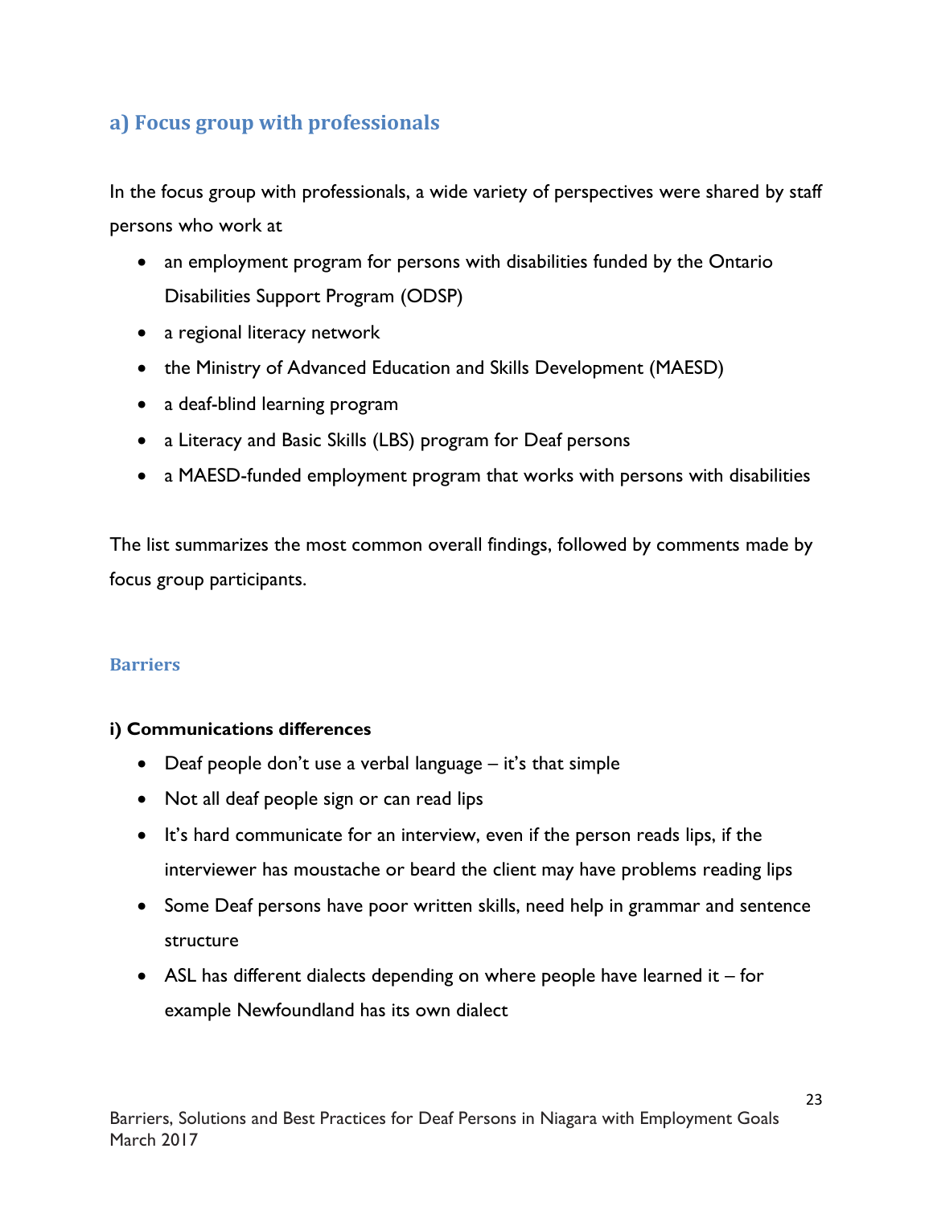## a) Focus group with professionals

In the focus group with professionals, a wide variety of perspectives were shared by staff persons who work at

- an employment program for persons with disabilities funded by the Ontario Disabilities Support Program (ODSP)
- a regional literacy network
- the Ministry of Advanced Education and Skills Development (MAESD)
- a deaf-blind learning program
- a Literacy and Basic Skills (LBS) program for Deaf persons
- a MAESD-funded employment program that works with persons with disabilities

The list summarizes the most common overall findings, followed by comments made by focus group participants.

### Barriers

**i) Communications differences**

- Deaf people don't use a verbal language – it's that simple
- Not all deaf people sign or can read lips
- It's hard communicate for an interview, even if the person reads lips, if the interviewer has moustache or beard the client may have problems reading lips
- Some Deaf persons have poor written skills, need help in grammar and sentence structure
- ASL has different dialects depending on where people have learned it – for example Newfoundland has its own dialect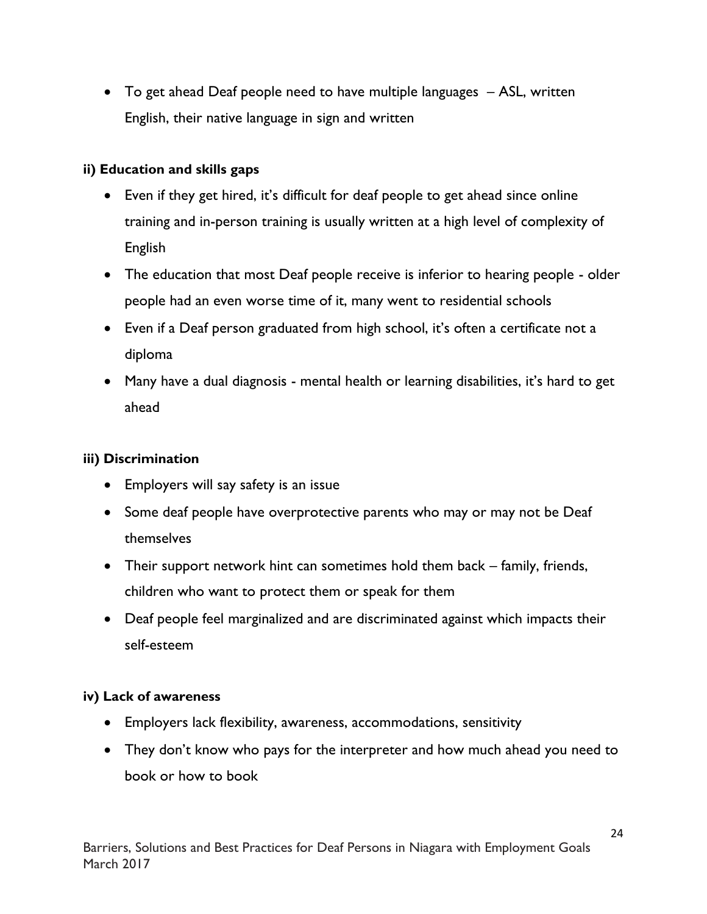- To get ahead Deaf people need to have multiple languages – ASL, written English, their native language in sign and written

**ii) Education and skills gaps**

- Even if they get hired, it's difficult for deaf people to get ahead since online training and in-person training is usually written at a high level of complexity of English
- The education that most Deaf people receive is inferior to hearing people - older people had an even worse time of it, many went to residential schools
- Even if a Deaf person graduated from high school, it's often a certificate not a diploma
- Many have a dual diagnosis - mental health or learning disabilities, it's hard to get ahead

**iii) Discrimination**

- Employers will say safety is an issue
- Some deaf people have overprotective parents who may or may not be Deaf themselves
- Their support network hint can sometimes hold them back – family, friends, children who want to protect them or speak for them
- Deaf people feel marginalized and are discriminated against which impacts their self-esteem

**iv) Lack of awareness**

- Employers lack flexibility, awareness, accommodations, sensitivity
- They don't know who pays for the interpreter and how much ahead you need to book or how to book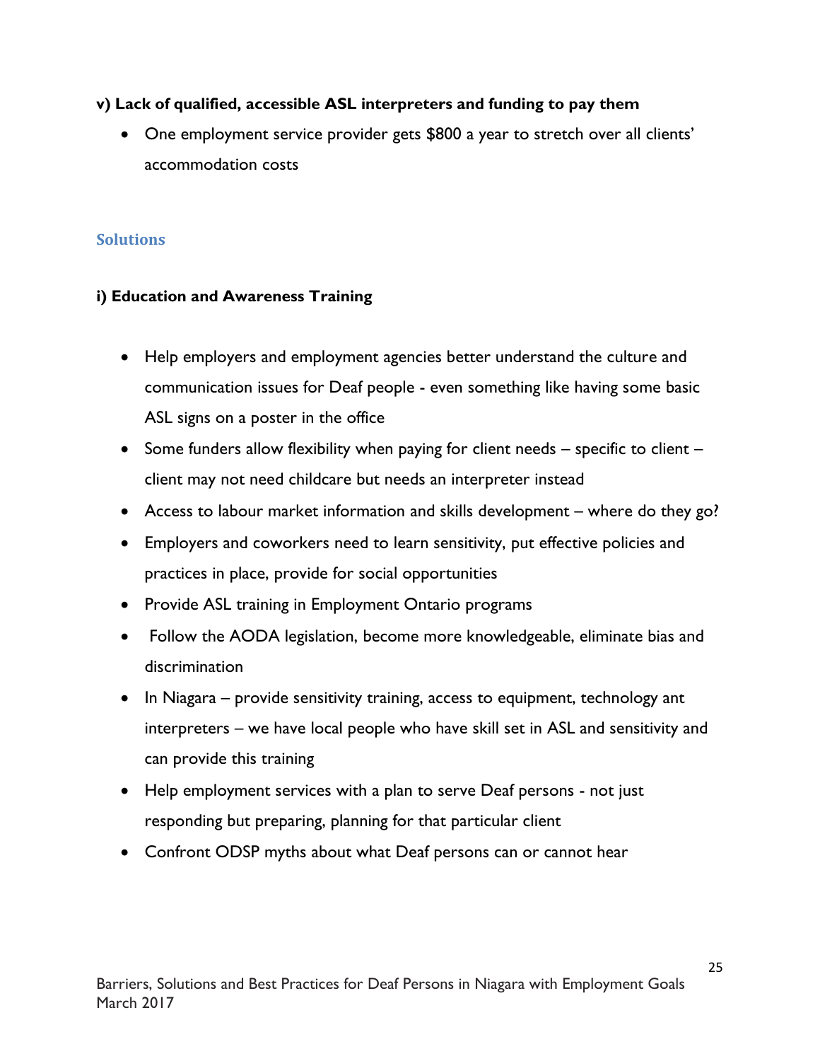**v) Lack of qualified, accessible ASL interpreters and funding to pay them**

- One employment service provider gets $800 a year to stretch over all clients' accommodation costs

## Solutions

**i) Education and Awareness Training**

- Help employers and employment agencies better understand the culture and communication issues for Deaf people - even something like having some basic ASL signs on a poster in the office
- Some funders allow flexibility when paying for client needs – specific to client – client may not need childcare but needs an interpreter instead
- Access to labour market information and skills development – where do they go?
- Employers and coworkers need to learn sensitivity, put effective policies and practices in place, provide for social opportunities
- Provide ASL training in Employment Ontario programs
- Follow the AODA legislation, become more knowledgeable, eliminate bias and discrimination
- In Niagara – provide sensitivity training, access to equipment, technology ant interpreters – we have local people who have skill set in ASL and sensitivity and can provide this training
- Help employment services with a plan to serve Deaf persons - not just responding but preparing, planning for that particular client
- Confront ODSP myths about what Deaf persons can or cannot hear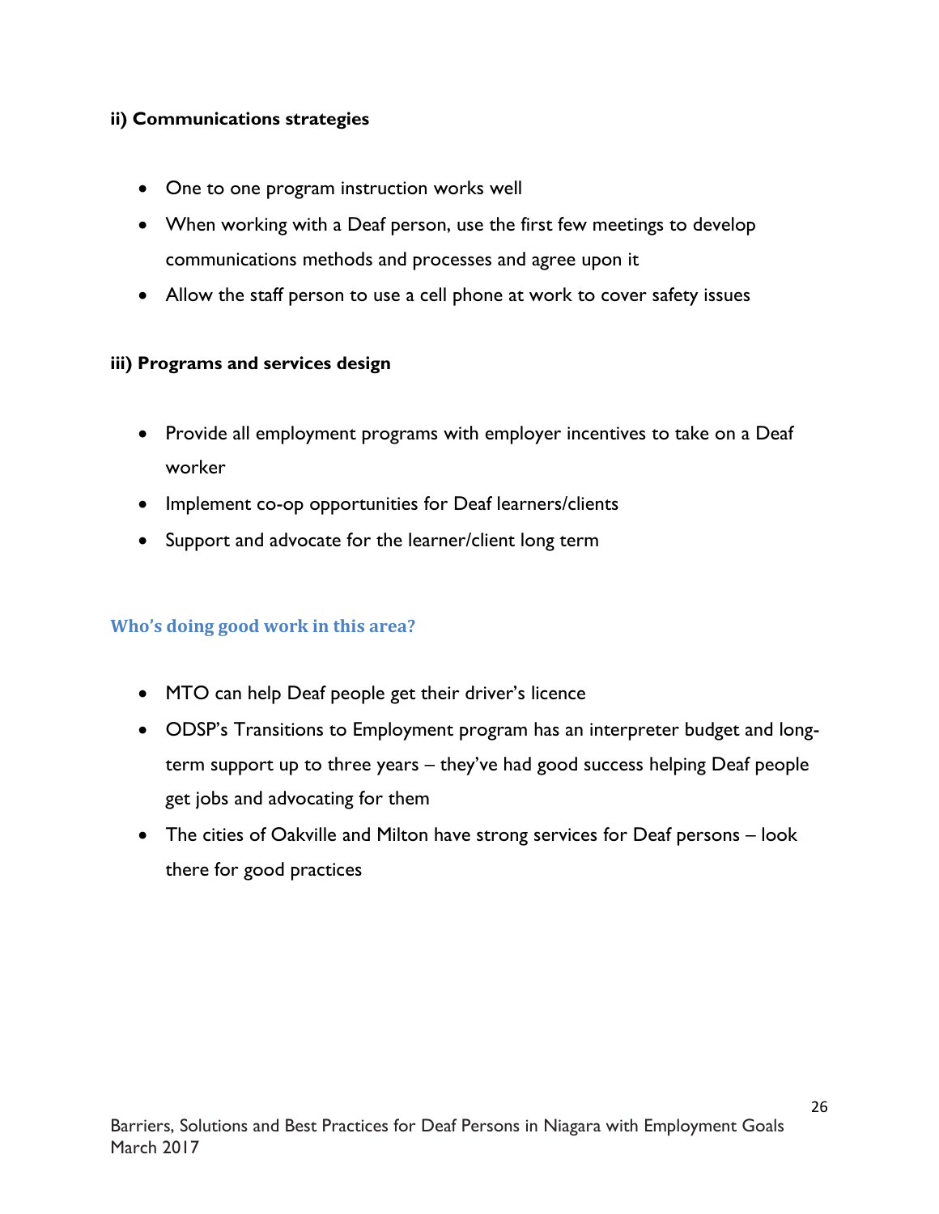**ii) Communications strategies**

- One to one program instruction works well
- When working with a Deaf person, use the first few meetings to develop communications methods and processes and agree upon it
- Allow the staff person to use a cell phone at work to cover safety issues

**iii) Programs and services design**

- Provide all employment programs with employer incentives to take on a Deaf worker
- Implement co-op opportunities for Deaf learners/clients
- Support and advocate for the learner/client long term

### Who's doing good work in this area?

- MTO can help Deaf people get their driver's licence
- ODSP's Transitions to Employment program has an interpreter budget and long-term support up to three years – they've had good success helping Deaf people get jobs and advocating for them
- The cities of Oakville and Milton have strong services for Deaf persons – look there for good practices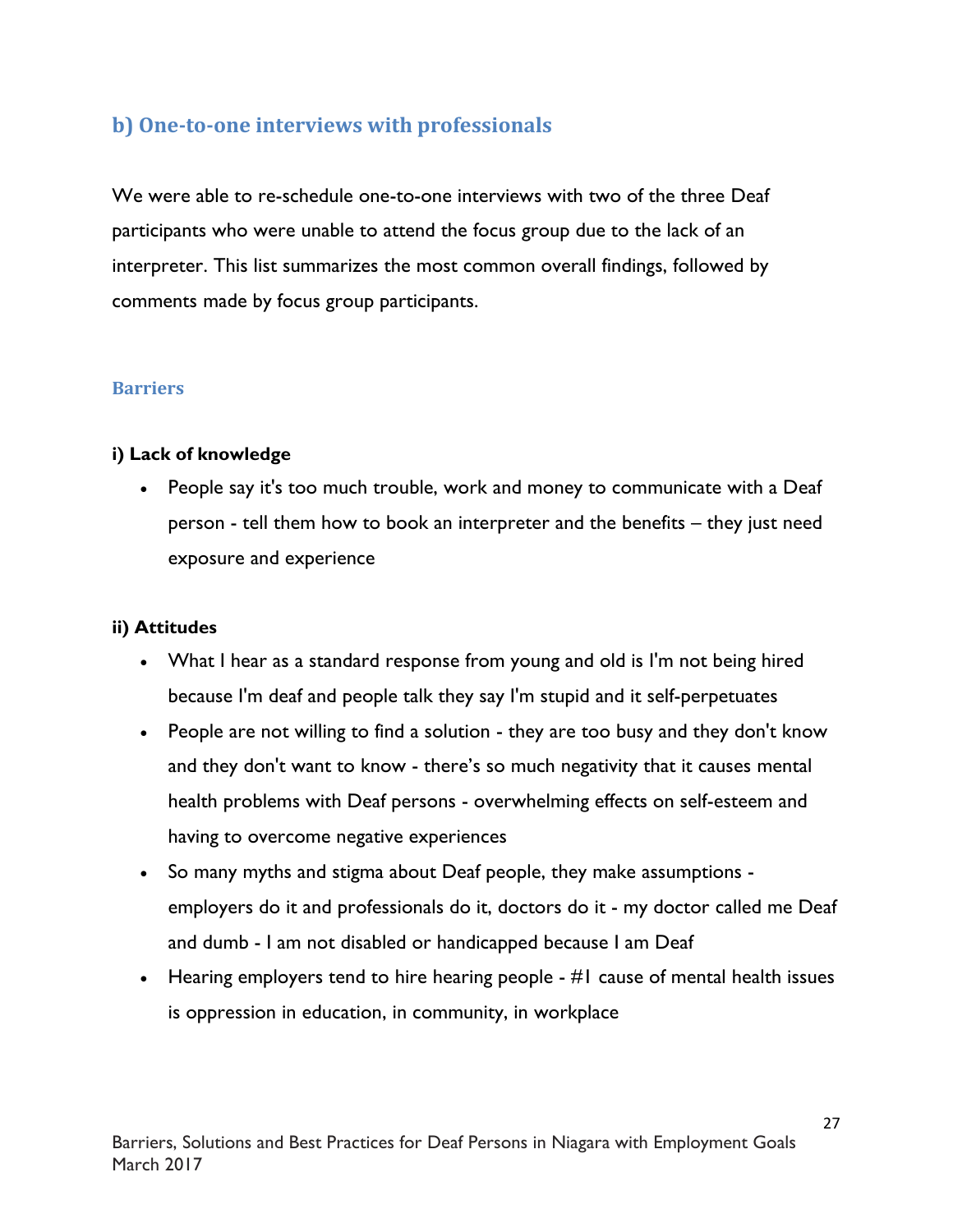## b) One-to-one interviews with professionals

We were able to re-schedule one-to-one interviews with two of the three Deaf participants who were unable to attend the focus group due to the lack of an interpreter. This list summarizes the most common overall findings, followed by comments made by focus group participants.

### Barriers

**i) Lack of knowledge**

- People say it's too much trouble, work and money to communicate with a Deaf person - tell them how to book an interpreter and the benefits – they just need exposure and experience

**ii) Attitudes**

- What I hear as a standard response from young and old is I'm not being hired because I'm deaf and people talk they say I'm stupid and it self-perpetuates
- People are not willing to find a solution - they are too busy and they don't know and they don't want to know - there's so much negativity that it causes mental health problems with Deaf persons - overwhelming effects on self-esteem and having to overcome negative experiences
- So many myths and stigma about Deaf people, they make assumptions - employers do it and professionals do it, doctors do it - my doctor called me Deaf and dumb - I am not disabled or handicapped because I am Deaf
- Hearing employers tend to hire hearing people - #1 cause of mental health issues is oppression in education, in community, in workplace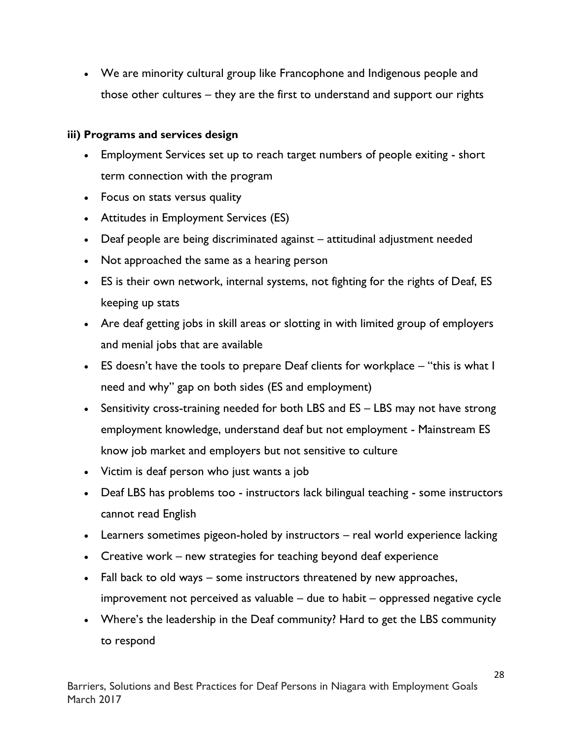- We are minority cultural group like Francophone and Indigenous people and those other cultures – they are the first to understand and support our rights

**iii) Programs and services design**

- Employment Services set up to reach target numbers of people exiting - short term connection with the program
- Focus on stats versus quality
- Attitudes in Employment Services (ES)
- Deaf people are being discriminated against – attitudinal adjustment needed
- Not approached the same as a hearing person
- ES is their own network, internal systems, not fighting for the rights of Deaf, ES keeping up stats
- Are deaf getting jobs in skill areas or slotting in with limited group of employers and menial jobs that are available
- ES doesn't have the tools to prepare Deaf clients for workplace – "this is what I need and why" gap on both sides (ES and employment)
- Sensitivity cross-training needed for both LBS and ES – LBS may not have strong employment knowledge, understand deaf but not employment - Mainstream ES know job market and employers but not sensitive to culture
- Victim is deaf person who just wants a job
- Deaf LBS has problems too - instructors lack bilingual teaching - some instructors cannot read English
- Learners sometimes pigeon-holed by instructors – real world experience lacking
- Creative work – new strategies for teaching beyond deaf experience
- Fall back to old ways – some instructors threatened by new approaches, improvement not perceived as valuable – due to habit – oppressed negative cycle
- Where's the leadership in the Deaf community? Hard to get the LBS community to respond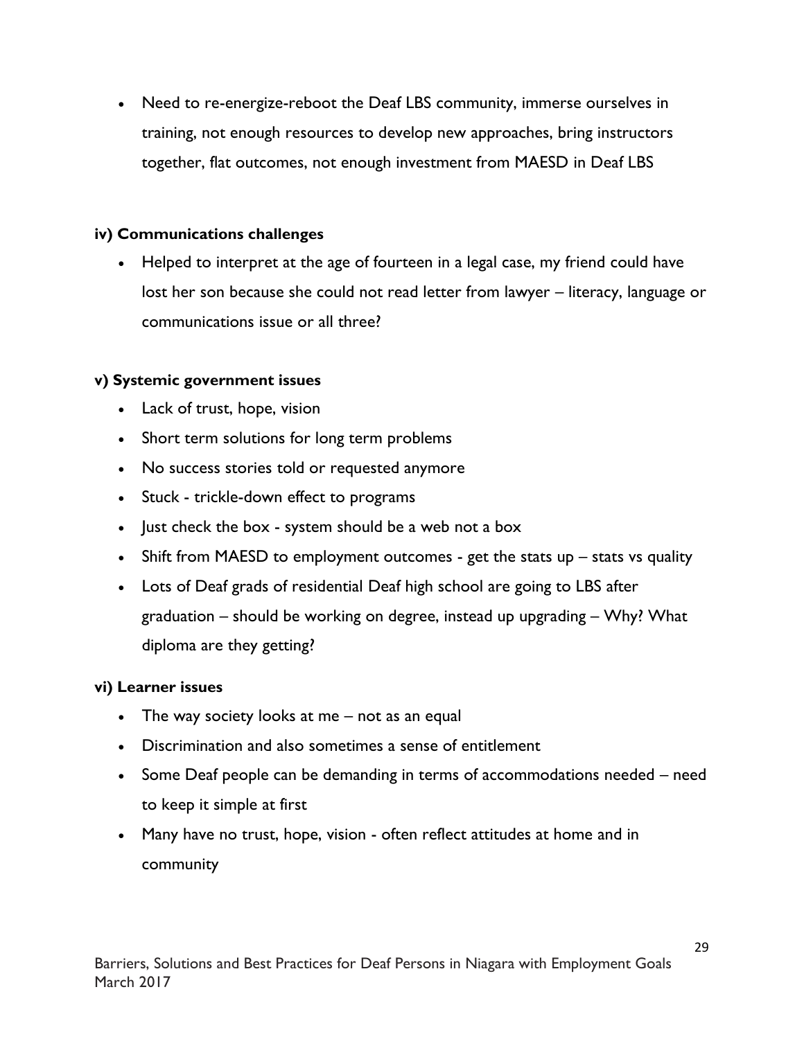- Need to re-energize-reboot the Deaf LBS community, immerse ourselves in training, not enough resources to develop new approaches, bring instructors together, flat outcomes, not enough investment from MAESD in Deaf LBS

**iv) Communications challenges**

- Helped to interpret at the age of fourteen in a legal case, my friend could have lost her son because she could not read letter from lawyer – literacy, language or communications issue or all three?

**v) Systemic government issues**

- Lack of trust, hope, vision
- Short term solutions for long term problems
- No success stories told or requested anymore
- Stuck - trickle-down effect to programs
- Just check the box - system should be a web not a box
- Shift from MAESD to employment outcomes - get the stats up – stats vs quality
- Lots of Deaf grads of residential Deaf high school are going to LBS after graduation – should be working on degree, instead up upgrading – Why? What diploma are they getting?

**vi) Learner issues**

- The way society looks at me – not as an equal
- Discrimination and also sometimes a sense of entitlement
- Some Deaf people can be demanding in terms of accommodations needed – need to keep it simple at first
- Many have no trust, hope, vision - often reflect attitudes at home and in community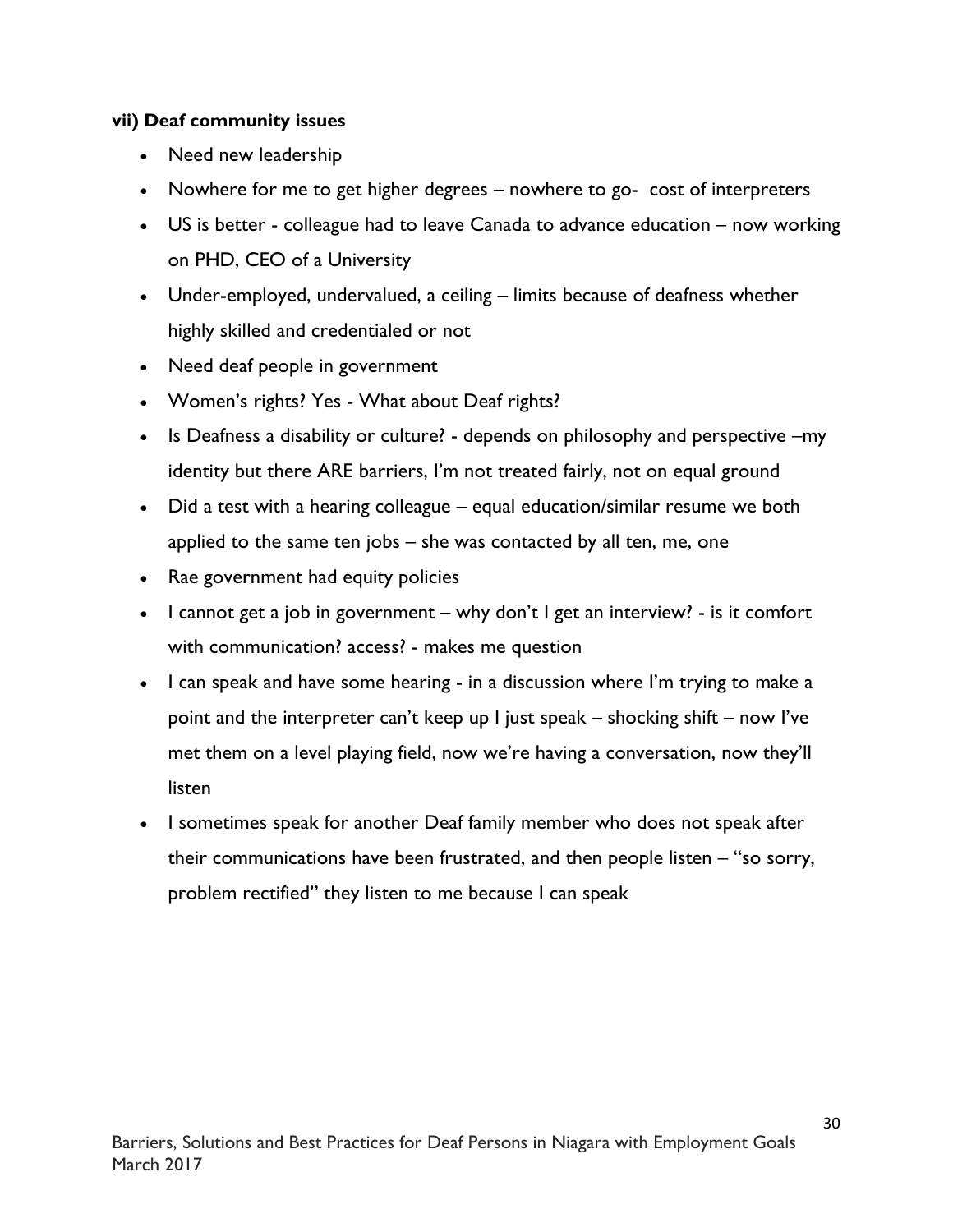**vii) Deaf community issues**

- Need new leadership
- Nowhere for me to get higher degrees – nowhere to go- cost of interpreters
- US is better - colleague had to leave Canada to advance education – now working on PHD, CEO of a University
- Under-employed, undervalued, a ceiling – limits because of deafness whether highly skilled and credentialed or not
- Need deaf people in government
- Women's rights? Yes - What about Deaf rights?
- Is Deafness a disability or culture? - depends on philosophy and perspective –my identity but there ARE barriers, I'm not treated fairly, not on equal ground
- Did a test with a hearing colleague – equal education/similar resume we both applied to the same ten jobs – she was contacted by all ten, me, one
- Rae government had equity policies
- I cannot get a job in government – why don't I get an interview? - is it comfort with communication? access? - makes me question
- I can speak and have some hearing - in a discussion where I'm trying to make a point and the interpreter can't keep up I just speak – shocking shift – now I've met them on a level playing field, now we're having a conversation, now they'll listen
- I sometimes speak for another Deaf family member who does not speak after their communications have been frustrated, and then people listen – "so sorry, problem rectified" they listen to me because I can speak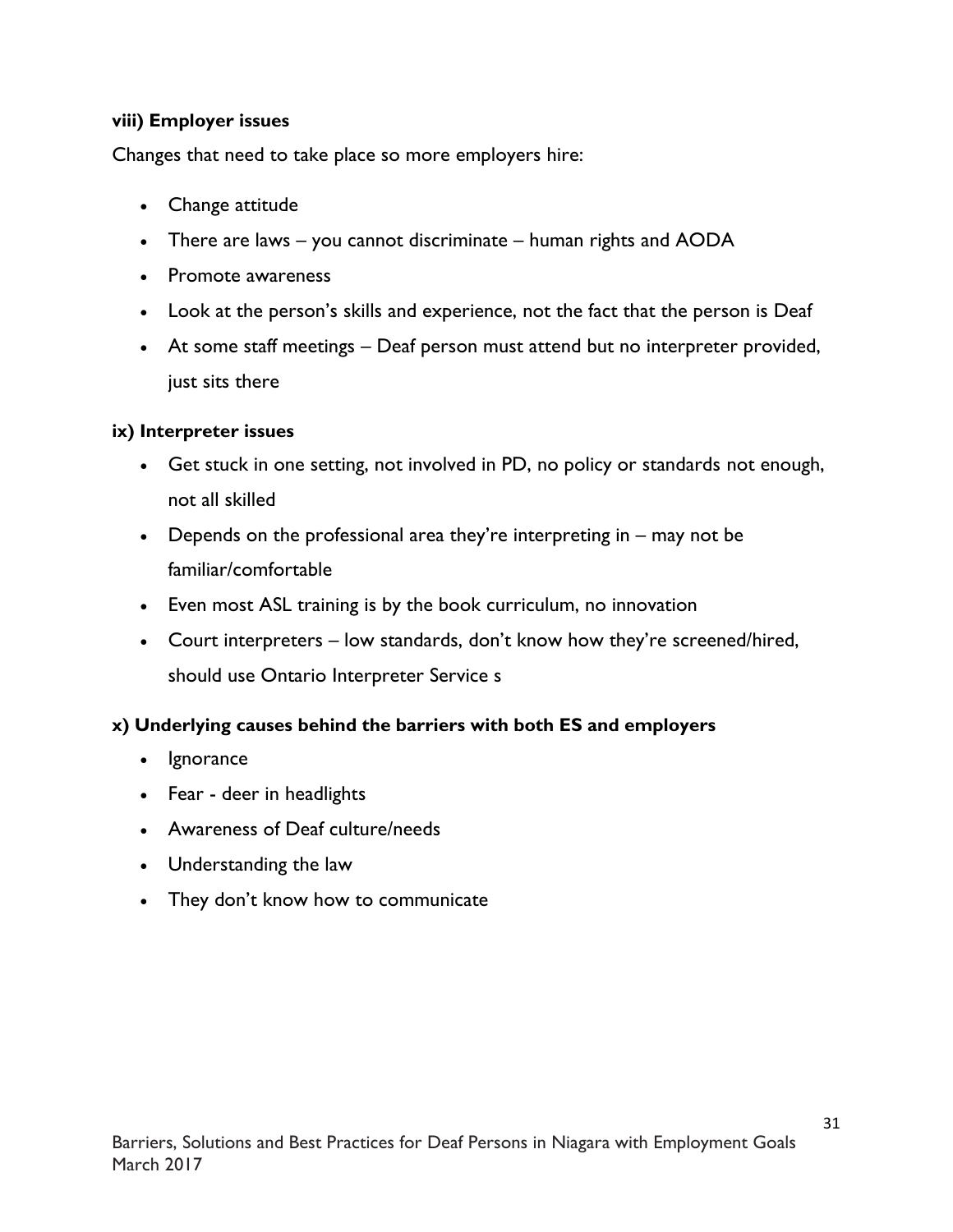**viii) Employer issues**

Changes that need to take place so more employers hire:

- Change attitude
- There are laws – you cannot discriminate – human rights and AODA
- Promote awareness
- Look at the person's skills and experience, not the fact that the person is Deaf
- At some staff meetings – Deaf person must attend but no interpreter provided, just sits there

**ix) Interpreter issues**

- Get stuck in one setting, not involved in PD, no policy or standards not enough, not all skilled
- Depends on the professional area they're interpreting in – may not be familiar/comfortable
- Even most ASL training is by the book curriculum, no innovation
- Court interpreters – low standards, don't know how they're screened/hired, should use Ontario Interpreter Service s

**x) Underlying causes behind the barriers with both ES and employers**

- Ignorance
- Fear - deer in headlights
- Awareness of Deaf culture/needs
- Understanding the law
- They don't know how to communicate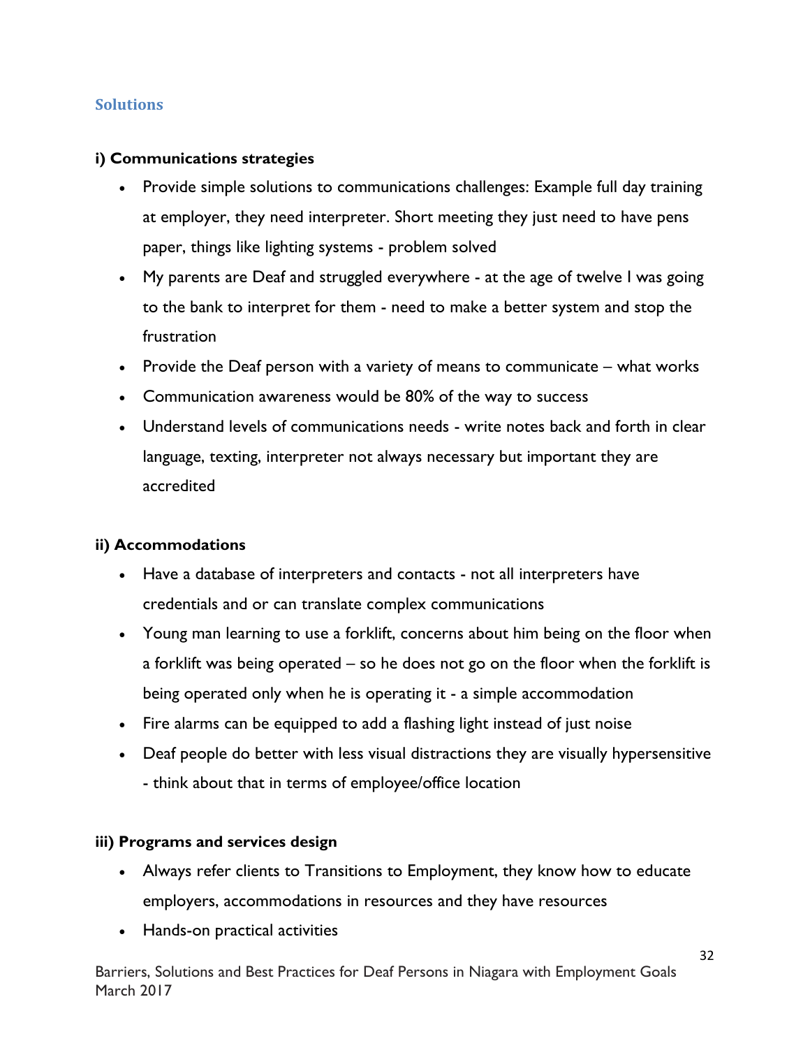## Solutions

**i) Communications strategies**

- Provide simple solutions to communications challenges: Example full day training at employer, they need interpreter. Short meeting they just need to have pens paper, things like lighting systems - problem solved
- My parents are Deaf and struggled everywhere - at the age of twelve I was going to the bank to interpret for them - need to make a better system and stop the frustration
- Provide the Deaf person with a variety of means to communicate – what works
- Communication awareness would be 80% of the way to success
- Understand levels of communications needs - write notes back and forth in clear language, texting, interpreter not always necessary but important they are accredited

**ii) Accommodations**

- Have a database of interpreters and contacts - not all interpreters have credentials and or can translate complex communications
- Young man learning to use a forklift, concerns about him being on the floor when a forklift was being operated – so he does not go on the floor when the forklift is being operated only when he is operating it - a simple accommodation
- Fire alarms can be equipped to add a flashing light instead of just noise
- Deaf people do better with less visual distractions they are visually hypersensitive - think about that in terms of employee/office location

**iii) Programs and services design**

- Always refer clients to Transitions to Employment, they know how to educate employers, accommodations in resources and they have resources
- Hands-on practical activities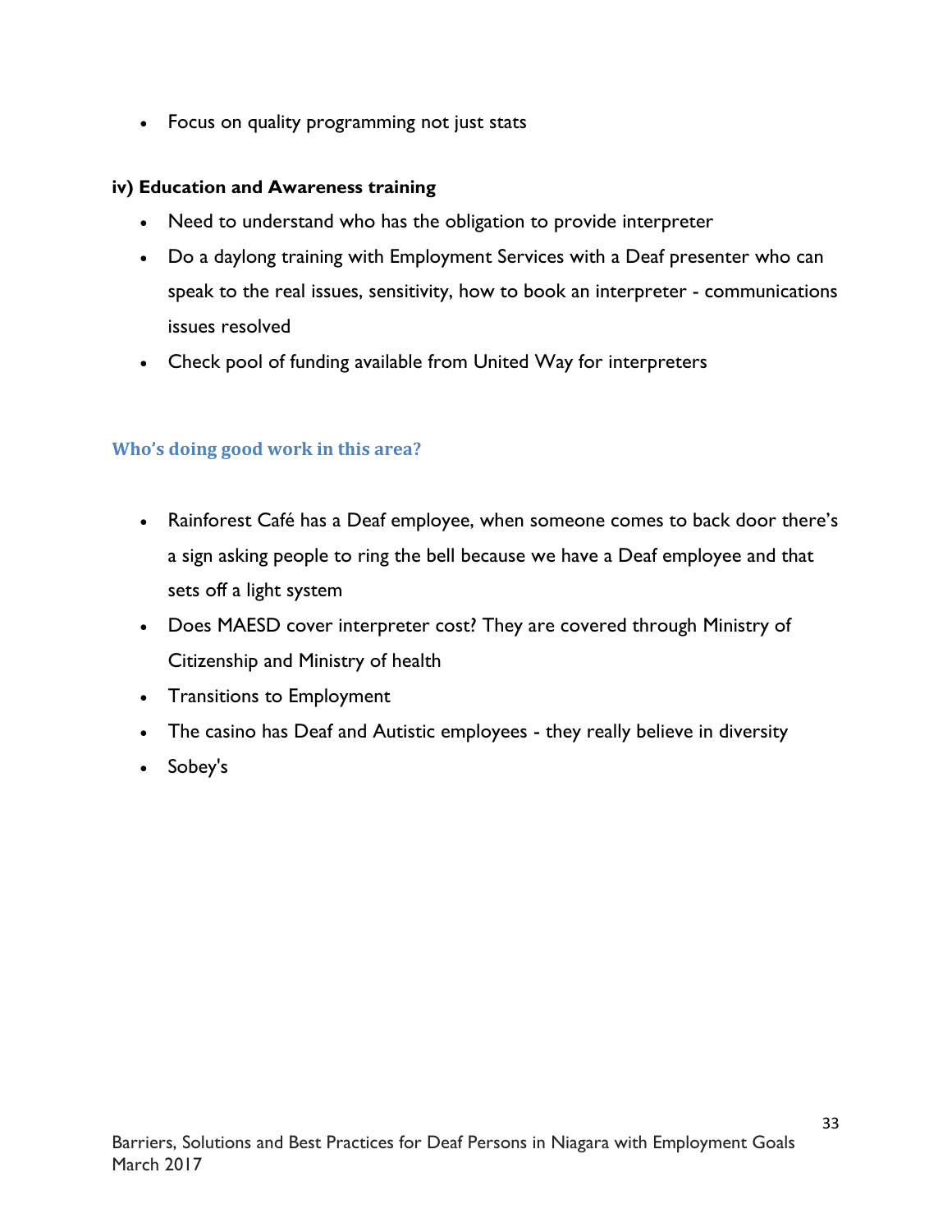- Focus on quality programming not just stats

**iv) Education and Awareness training**

- Need to understand who has the obligation to provide interpreter
- Do a daylong training with Employment Services with a Deaf presenter who can speak to the real issues, sensitivity, how to book an interpreter - communications issues resolved
- Check pool of funding available from United Way for interpreters

### Who's doing good work in this area?

- Rainforest Café has a Deaf employee, when someone comes to back door there's a sign asking people to ring the bell because we have a Deaf employee and that sets off a light system
- Does MAESD cover interpreter cost? They are covered through Ministry of Citizenship and Ministry of health
- Transitions to Employment
- The casino has Deaf and Autistic employees - they really believe in diversity
- Sobey's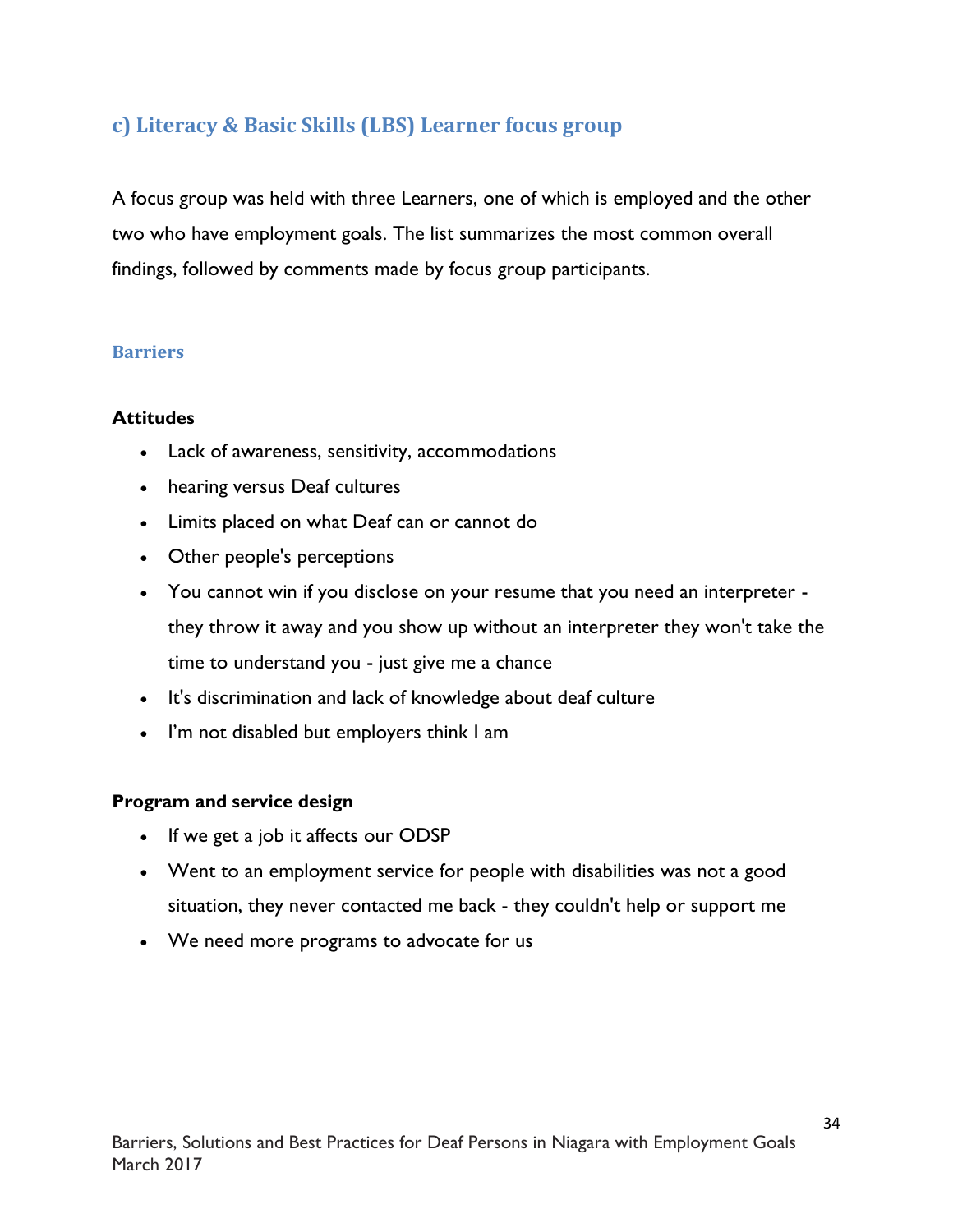## c) Literacy & Basic Skills (LBS) Learner focus group

A focus group was held with three Learners, one of which is employed and the other two who have employment goals. The list summarizes the most common overall findings, followed by comments made by focus group participants.

### Barriers

**Attitudes**

- Lack of awareness, sensitivity, accommodations
- hearing versus Deaf cultures
- Limits placed on what Deaf can or cannot do
- Other people's perceptions
- You cannot win if you disclose on your resume that you need an interpreter - they throw it away and you show up without an interpreter they won't take the time to understand you - just give me a chance
- It's discrimination and lack of knowledge about deaf culture
- I'm not disabled but employers think I am

**Program and service design**

- If we get a job it affects our ODSP
- Went to an employment service for people with disabilities was not a good situation, they never contacted me back - they couldn't help or support me
- We need more programs to advocate for us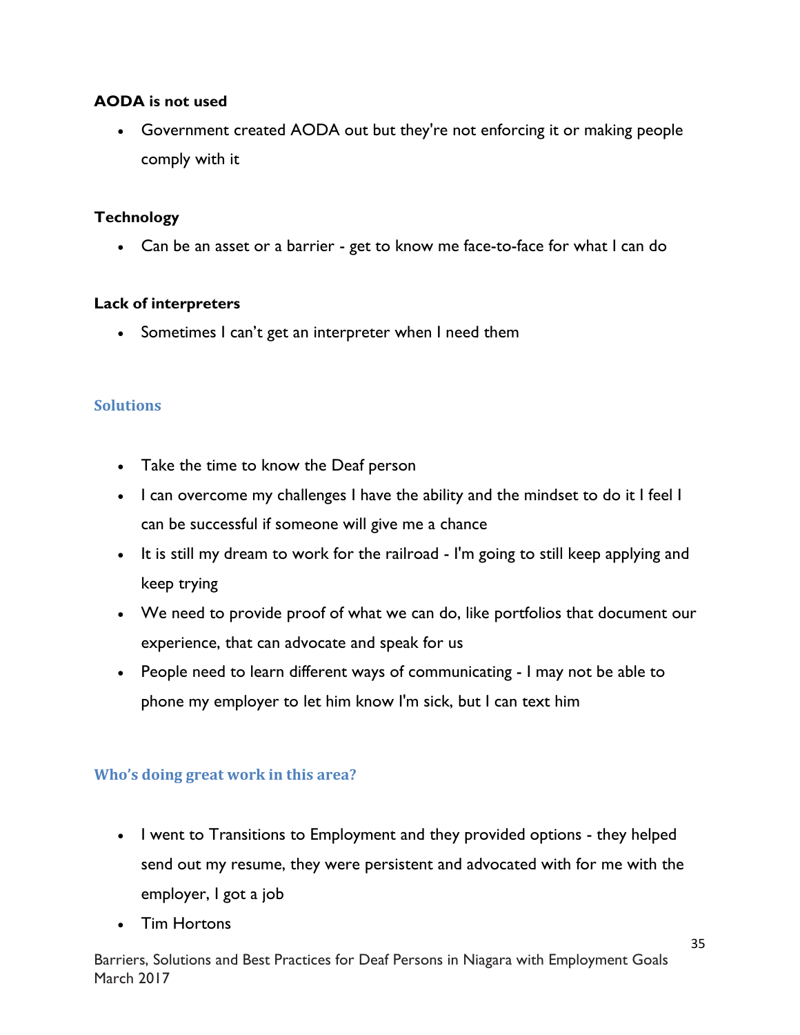**AODA is not used**

- Government created AODA out but they're not enforcing it or making people comply with it

**Technology**

- Can be an asset or a barrier - get to know me face-to-face for what I can do

**Lack of interpreters**

- Sometimes I can't get an interpreter when I need them

### Solutions

- Take the time to know the Deaf person
- I can overcome my challenges I have the ability and the mindset to do it I feel I can be successful if someone will give me a chance
- It is still my dream to work for the railroad - I'm going to still keep applying and keep trying
- We need to provide proof of what we can do, like portfolios that document our experience, that can advocate and speak for us
- People need to learn different ways of communicating - I may not be able to phone my employer to let him know I'm sick, but I can text him

### Who's doing great work in this area?

- I went to Transitions to Employment and they provided options - they helped send out my resume, they were persistent and advocated with for me with the employer, I got a job
- Tim Hortons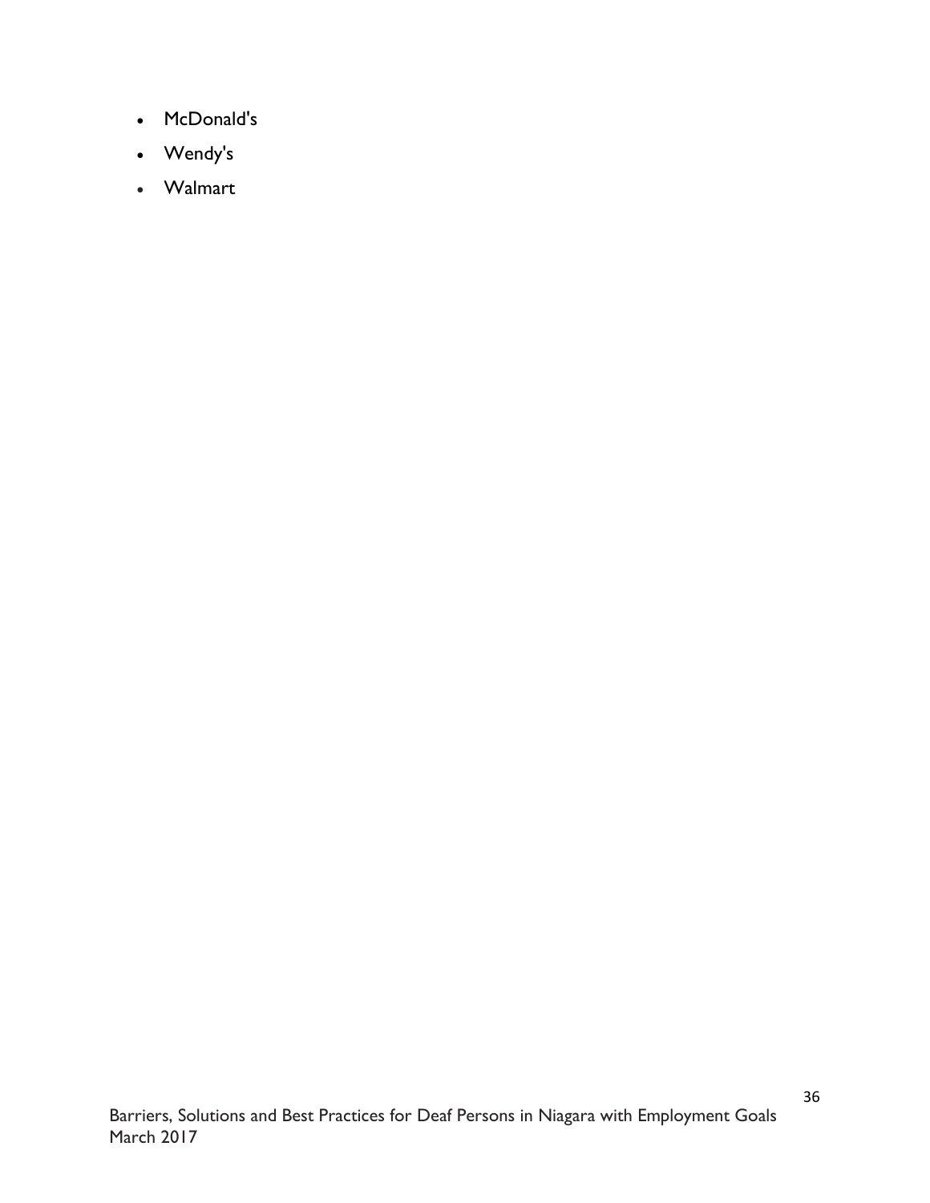- McDonald's
- Wendy's
- Walmart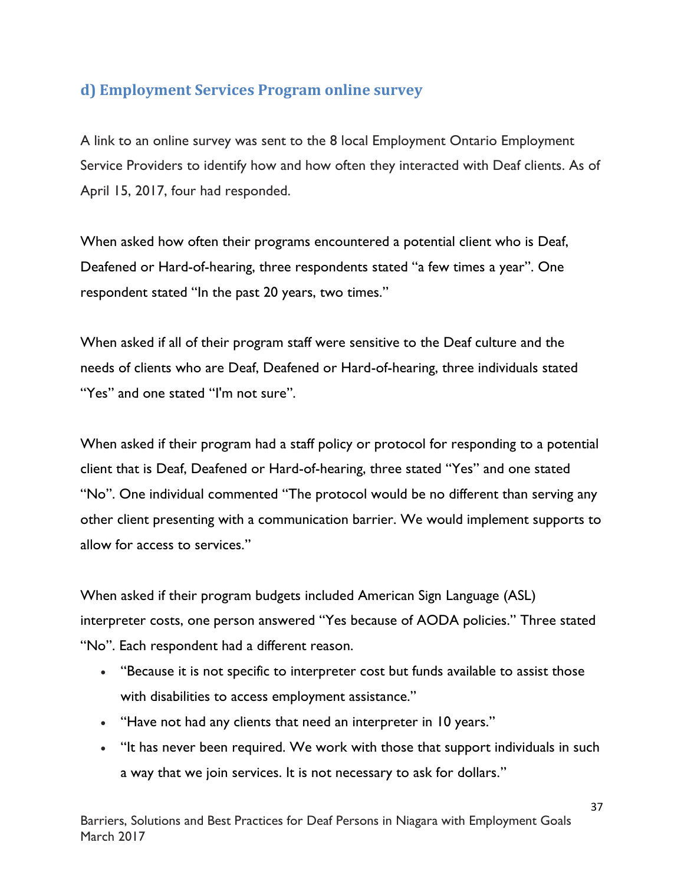### d) Employment Services Program online survey

A link to an online survey was sent to the 8 local Employment Ontario Employment Service Providers to identify how and how often they interacted with Deaf clients. As of April 15, 2017, four had responded.

When asked how often their programs encountered a potential client who is Deaf, Deafened or Hard-of-hearing, three respondents stated "a few times a year". One respondent stated "In the past 20 years, two times."

When asked if all of their program staff were sensitive to the Deaf culture and the needs of clients who are Deaf, Deafened or Hard-of-hearing, three individuals stated "Yes" and one stated "I'm not sure".

When asked if their program had a staff policy or protocol for responding to a potential client that is Deaf, Deafened or Hard-of-hearing, three stated "Yes" and one stated "No". One individual commented "The protocol would be no different than serving any other client presenting with a communication barrier. We would implement supports to allow for access to services."

When asked if their program budgets included American Sign Language (ASL) interpreter costs, one person answered "Yes because of AODA policies." Three stated "No". Each respondent had a different reason.

- "Because it is not specific to interpreter cost but funds available to assist those with disabilities to access employment assistance."
- "Have not had any clients that need an interpreter in 10 years."
- "It has never been required. We work with those that support individuals in such a way that we join services. It is not necessary to ask for dollars."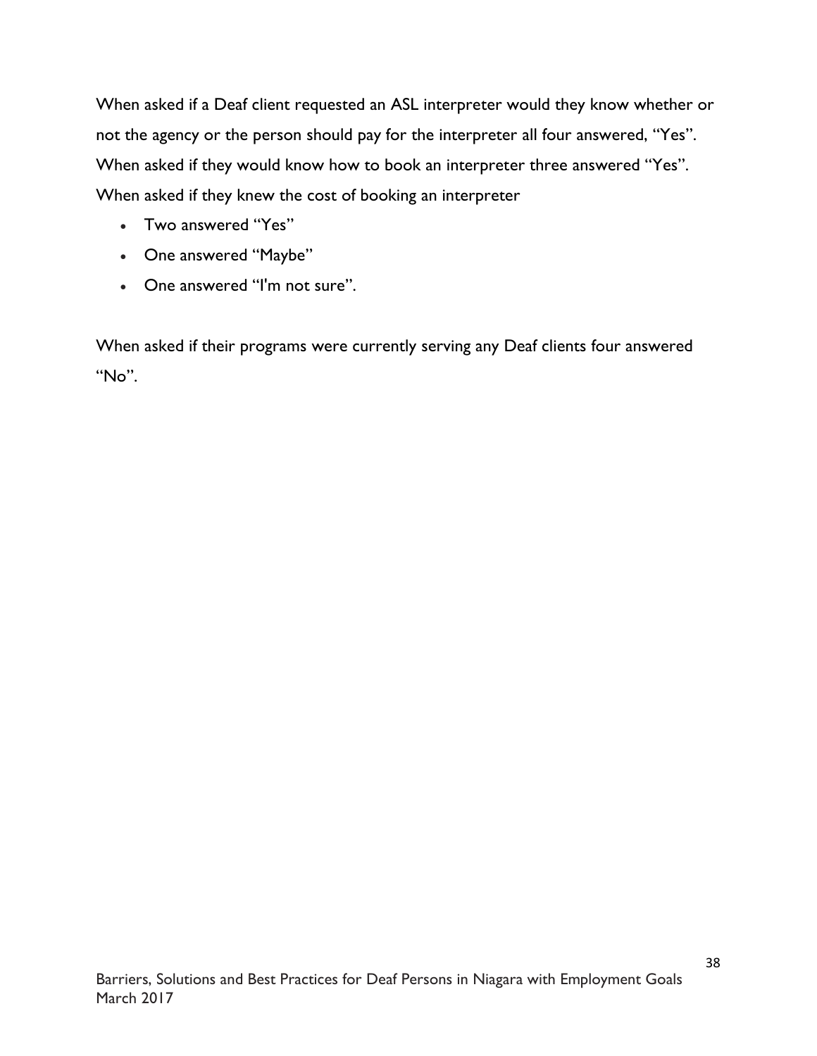When asked if a Deaf client requested an ASL interpreter would they know whether or not the agency or the person should pay for the interpreter all four answered, "Yes". When asked if they would know how to book an interpreter three answered "Yes". When asked if they knew the cost of booking an interpreter

- Two answered "Yes"
- One answered "Maybe"
- One answered "I'm not sure".

When asked if their programs were currently serving any Deaf clients four answered "No".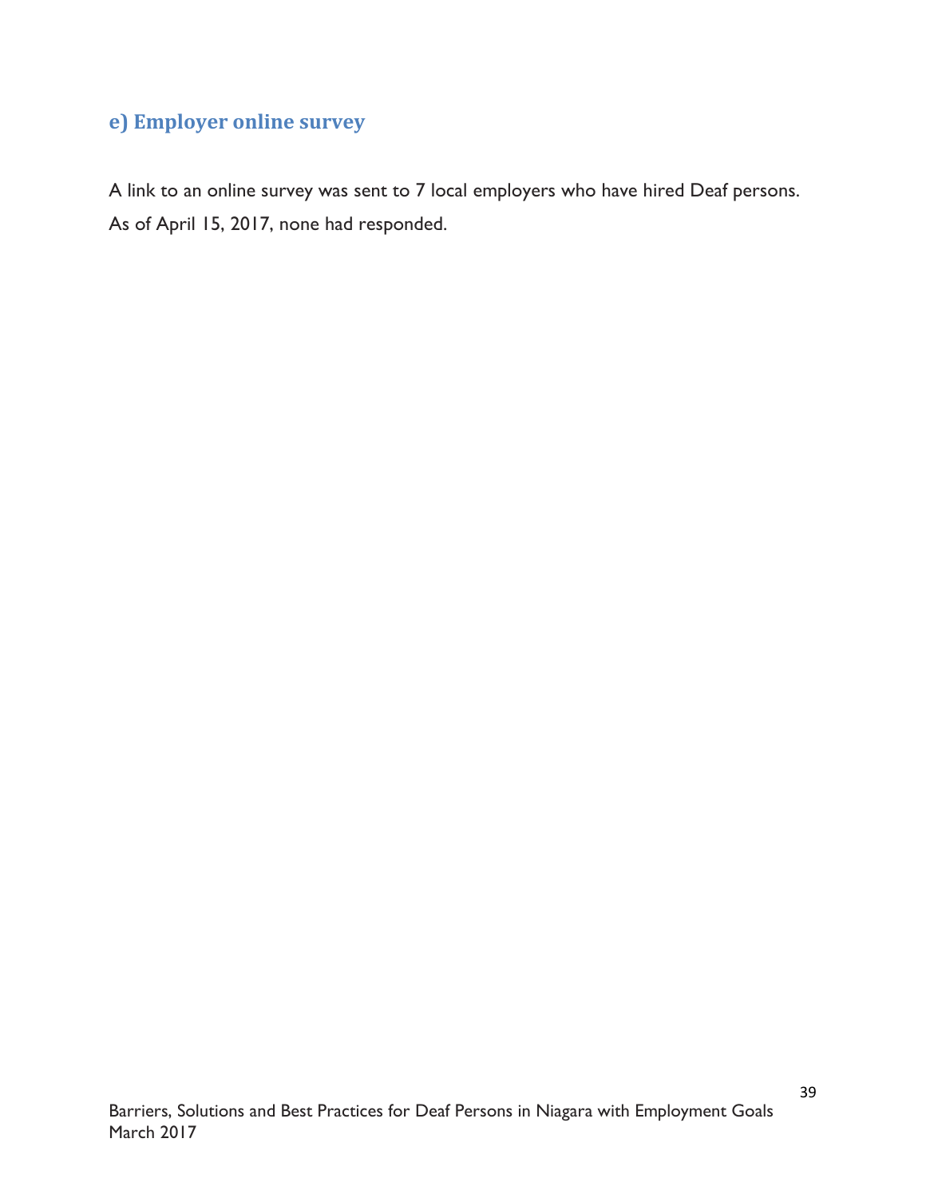### e) Employer online survey

A link to an online survey was sent to 7 local employers who have hired Deaf persons. As of April 15, 2017, none had responded.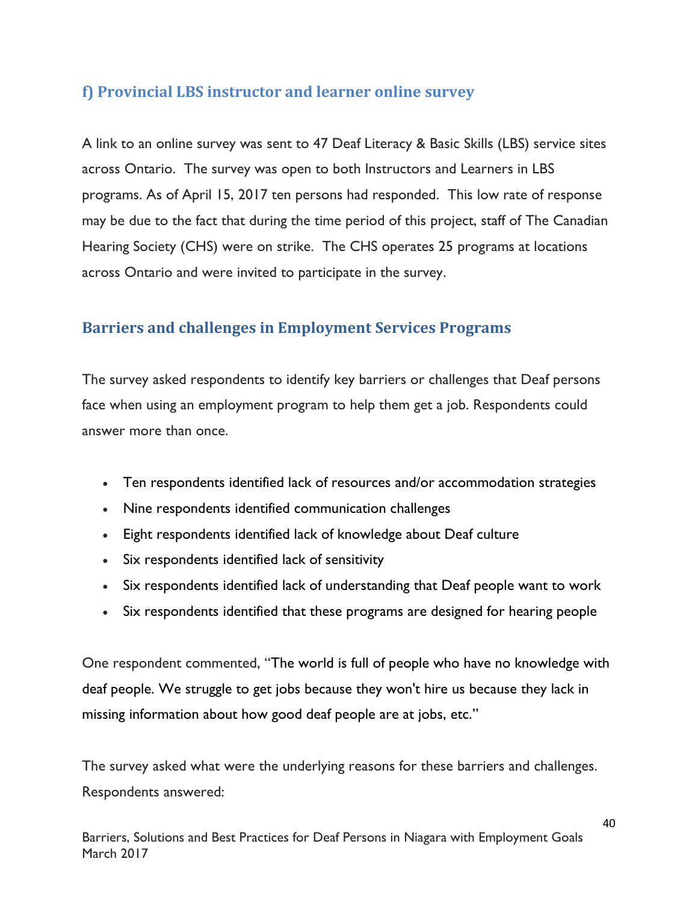## f) Provincial LBS instructor and learner online survey

A link to an online survey was sent to 47 Deaf Literacy & Basic Skills (LBS) service sites across Ontario. The survey was open to both Instructors and Learners in LBS programs. As of April 15, 2017 ten persons had responded. This low rate of response may be due to the fact that during the time period of this project, staff of The Canadian Hearing Society (CHS) were on strike. The CHS operates 25 programs at locations across Ontario and were invited to participate in the survey.

## Barriers and challenges in Employment Services Programs

The survey asked respondents to identify key barriers or challenges that Deaf persons face when using an employment program to help them get a job. Respondents could answer more than once.

- Ten respondents identified lack of resources and/or accommodation strategies
- Nine respondents identified communication challenges
- Eight respondents identified lack of knowledge about Deaf culture
- Six respondents identified lack of sensitivity
- Six respondents identified lack of understanding that Deaf people want to work
- Six respondents identified that these programs are designed for hearing people

One respondent commented, "The world is full of people who have no knowledge with deaf people. We struggle to get jobs because they won't hire us because they lack in missing information about how good deaf people are at jobs, etc."

The survey asked what were the underlying reasons for these barriers and challenges. Respondents answered: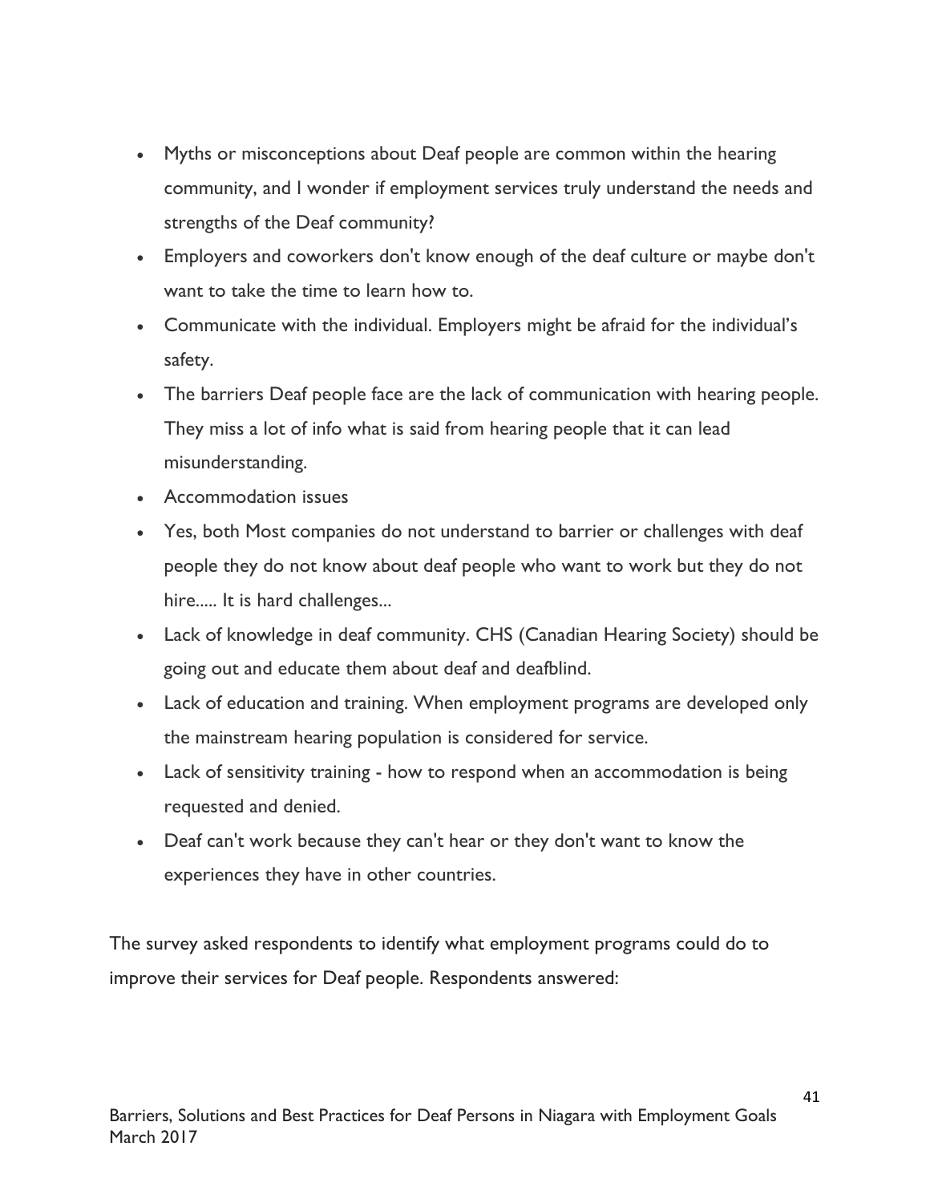- Myths or misconceptions about Deaf people are common within the hearing community, and I wonder if employment services truly understand the needs and strengths of the Deaf community?
- Employers and coworkers don't know enough of the deaf culture or maybe don't want to take the time to learn how to.
- Communicate with the individual. Employers might be afraid for the individual's safety.
- The barriers Deaf people face are the lack of communication with hearing people. They miss a lot of info what is said from hearing people that it can lead misunderstanding.
- Accommodation issues
- Yes, both Most companies do not understand to barrier or challenges with deaf people they do not know about deaf people who want to work but they do not hire..... It is hard challenges...
- Lack of knowledge in deaf community. CHS (Canadian Hearing Society) should be going out and educate them about deaf and deafblind.
- Lack of education and training. When employment programs are developed only the mainstream hearing population is considered for service.
- Lack of sensitivity training - how to respond when an accommodation is being requested and denied.
- Deaf can't work because they can't hear or they don't want to know the experiences they have in other countries.

The survey asked respondents to identify what employment programs could do to improve their services for Deaf people. Respondents answered: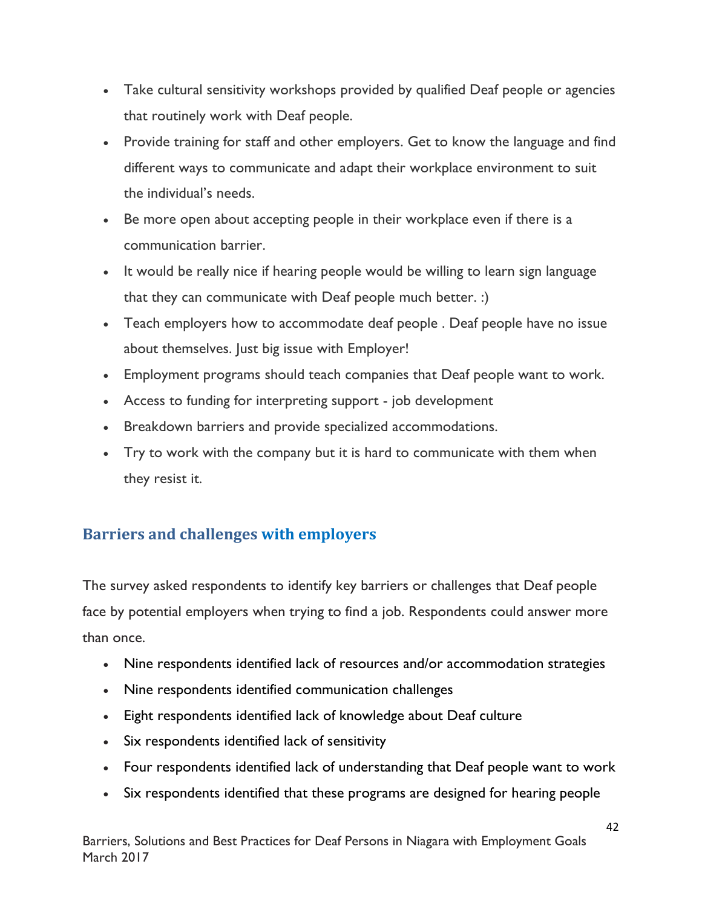- Take cultural sensitivity workshops provided by qualified Deaf people or agencies that routinely work with Deaf people.
- Provide training for staff and other employers. Get to know the language and find different ways to communicate and adapt their workplace environment to suit the individual's needs.
- Be more open about accepting people in their workplace even if there is a communication barrier.
- It would be really nice if hearing people would be willing to learn sign language that they can communicate with Deaf people much better. :)
- Teach employers how to accommodate deaf people . Deaf people have no issue about themselves. Just big issue with Employer!
- Employment programs should teach companies that Deaf people want to work.
- Access to funding for interpreting support - job development
- Breakdown barriers and provide specialized accommodations.
- Try to work with the company but it is hard to communicate with them when they resist it.

## Barriers and challenges with employers

The survey asked respondents to identify key barriers or challenges that Deaf people face by potential employers when trying to find a job. Respondents could answer more than once.

- Nine respondents identified lack of resources and/or accommodation strategies
- Nine respondents identified communication challenges
- Eight respondents identified lack of knowledge about Deaf culture
- Six respondents identified lack of sensitivity
- Four respondents identified lack of understanding that Deaf people want to work
- Six respondents identified that these programs are designed for hearing people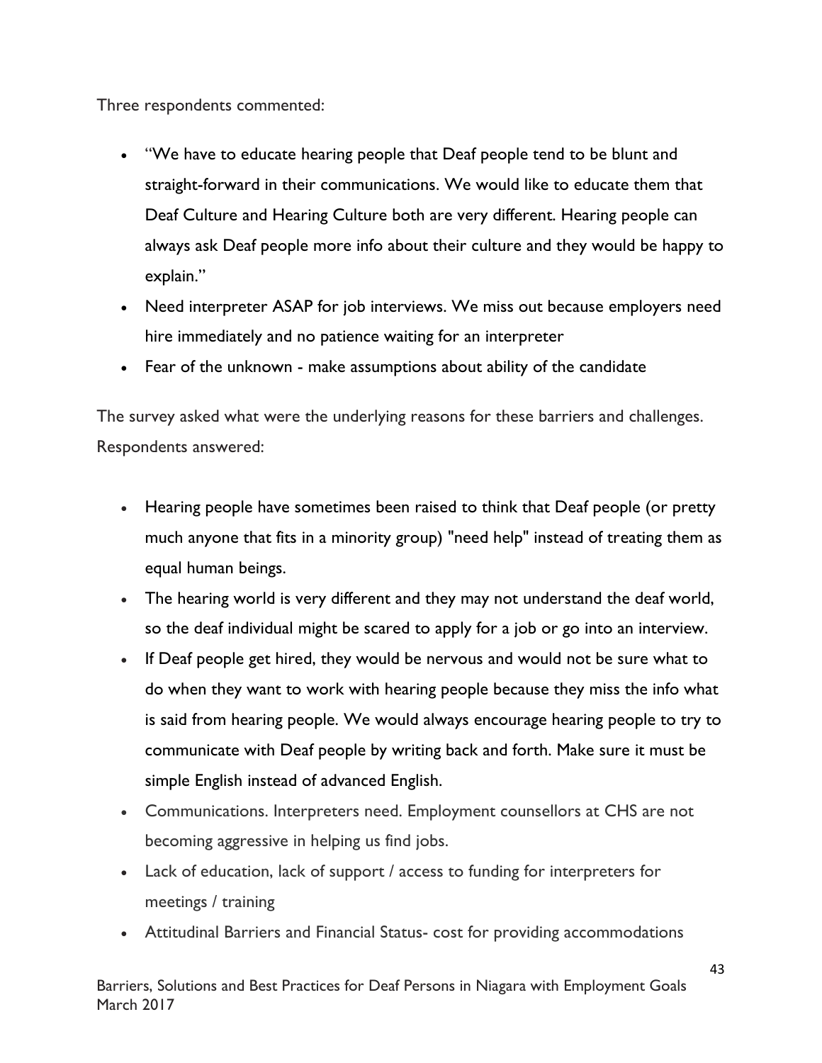Three respondents commented:

- “We have to educate hearing people that Deaf people tend to be blunt and straight-forward in their communications. We would like to educate them that Deaf Culture and Hearing Culture both are very different. Hearing people can always ask Deaf people more info about their culture and they would be happy to explain.”
- Need interpreter ASAP for job interviews. We miss out because employers need hire immediately and no patience waiting for an interpreter
- Fear of the unknown - make assumptions about ability of the candidate

The survey asked what were the underlying reasons for these barriers and challenges. Respondents answered:

- Hearing people have sometimes been raised to think that Deaf people (or pretty much anyone that fits in a minority group) "need help" instead of treating them as equal human beings.
- The hearing world is very different and they may not understand the deaf world, so the deaf individual might be scared to apply for a job or go into an interview.
- If Deaf people get hired, they would be nervous and would not be sure what to do when they want to work with hearing people because they miss the info what is said from hearing people. We would always encourage hearing people to try to communicate with Deaf people by writing back and forth. Make sure it must be simple English instead of advanced English.
- Communications. Interpreters need. Employment counsellors at CHS are not becoming aggressive in helping us find jobs.
- Lack of education, lack of support / access to funding for interpreters for meetings / training
- Attitudinal Barriers and Financial Status- cost for providing accommodations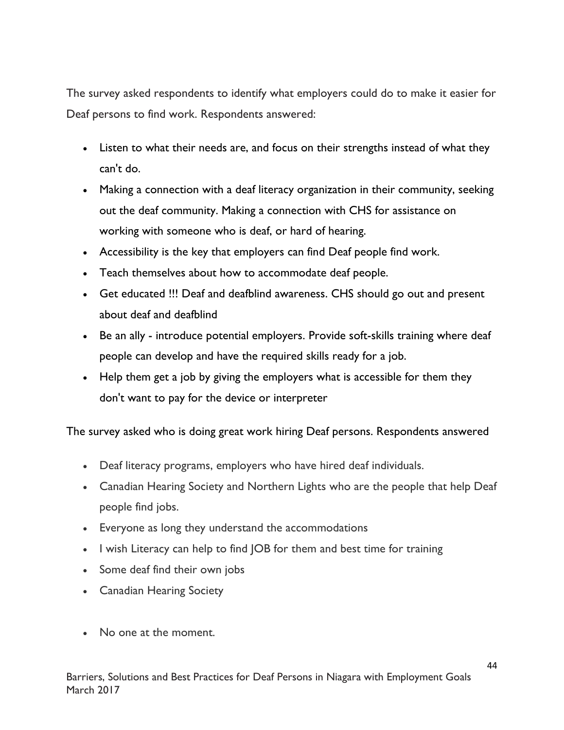The survey asked respondents to identify what employers could do to make it easier for Deaf persons to find work. Respondents answered:

- Listen to what their needs are, and focus on their strengths instead of what they can't do.
- Making a connection with a deaf literacy organization in their community, seeking out the deaf community. Making a connection with CHS for assistance on working with someone who is deaf, or hard of hearing.
- Accessibility is the key that employers can find Deaf people find work.
- Teach themselves about how to accommodate deaf people.
- Get educated !!! Deaf and deafblind awareness. CHS should go out and present about deaf and deafblind
- Be an ally - introduce potential employers. Provide soft-skills training where deaf people can develop and have the required skills ready for a job.
- Help them get a job by giving the employers what is accessible for them they don't want to pay for the device or interpreter

The survey asked who is doing great work hiring Deaf persons. Respondents answered

- Deaf literacy programs, employers who have hired deaf individuals.
- Canadian Hearing Society and Northern Lights who are the people that help Deaf people find jobs.
- Everyone as long they understand the accommodations
- I wish Literacy can help to find JOB for them and best time for training
- Some deaf find their own jobs
- Canadian Hearing Society
- No one at the moment.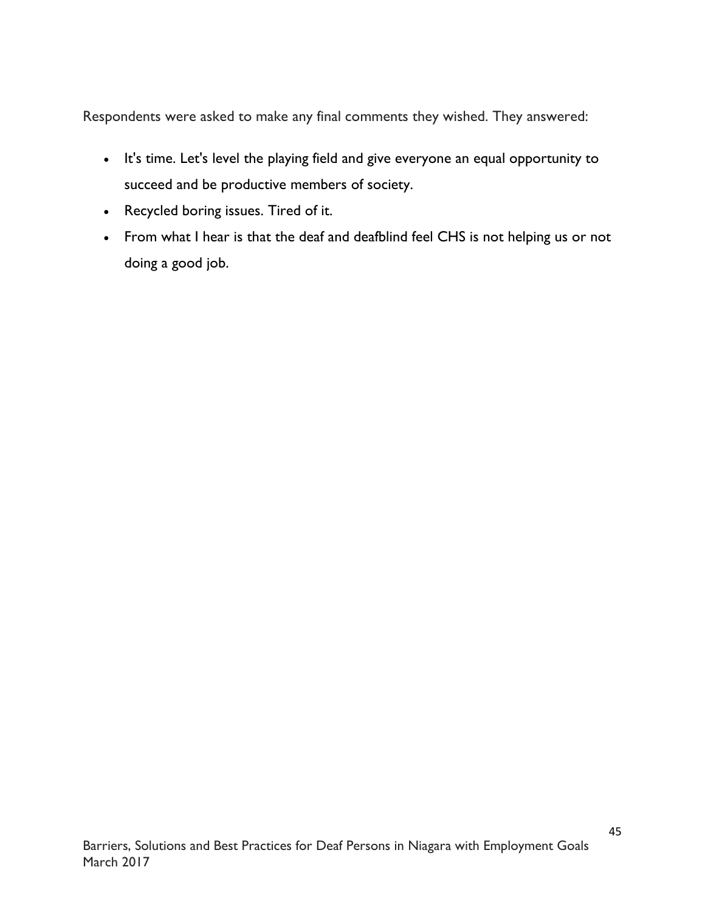Respondents were asked to make any final comments they wished. They answered:

- It's time. Let's level the playing field and give everyone an equal opportunity to succeed and be productive members of society.
- Recycled boring issues. Tired of it.
- From what I hear is that the deaf and deafblind feel CHS is not helping us or not doing a good job.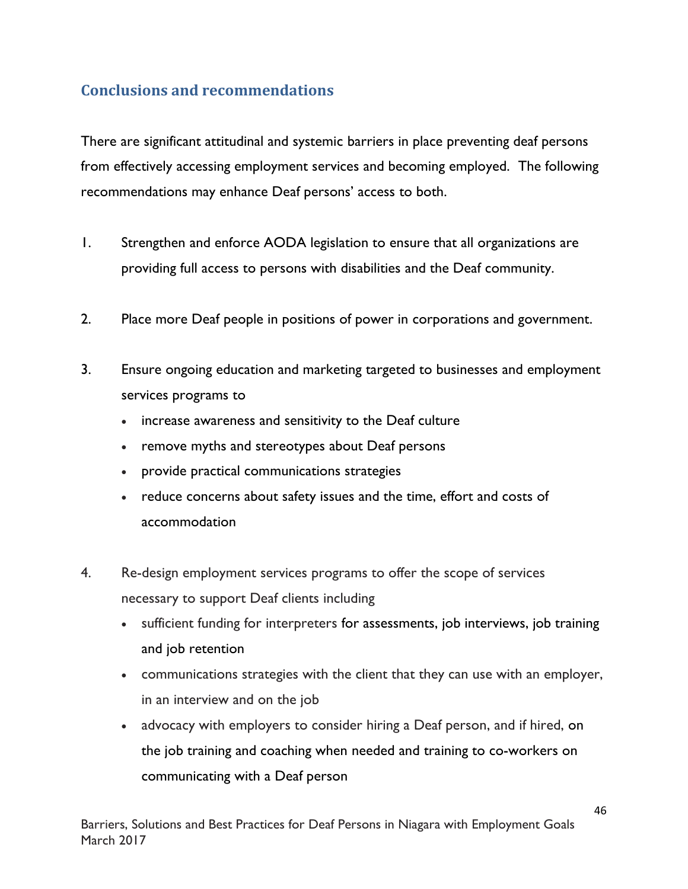## Conclusions and recommendations

There are significant attitudinal and systemic barriers in place preventing deaf persons from effectively accessing employment services and becoming employed. The following recommendations may enhance Deaf persons' access to both.

1. Strengthen and enforce AODA legislation to ensure that all organizations are providing full access to persons with disabilities and the Deaf community.

2. Place more Deaf people in positions of power in corporations and government.

3. Ensure ongoing education and marketing targeted to businesses and employment services programs to
   - increase awareness and sensitivity to the Deaf culture
   - remove myths and stereotypes about Deaf persons
   - provide practical communications strategies
   - reduce concerns about safety issues and the time, effort and costs of accommodation

4. Re-design employment services programs to offer the scope of services necessary to support Deaf clients including
   - sufficient funding for interpreters for assessments, job interviews, job training and job retention
   - communications strategies with the client that they can use with an employer, in an interview and on the job
   - advocacy with employers to consider hiring a Deaf person, and if hired, on the job training and coaching when needed and training to co-workers on communicating with a Deaf person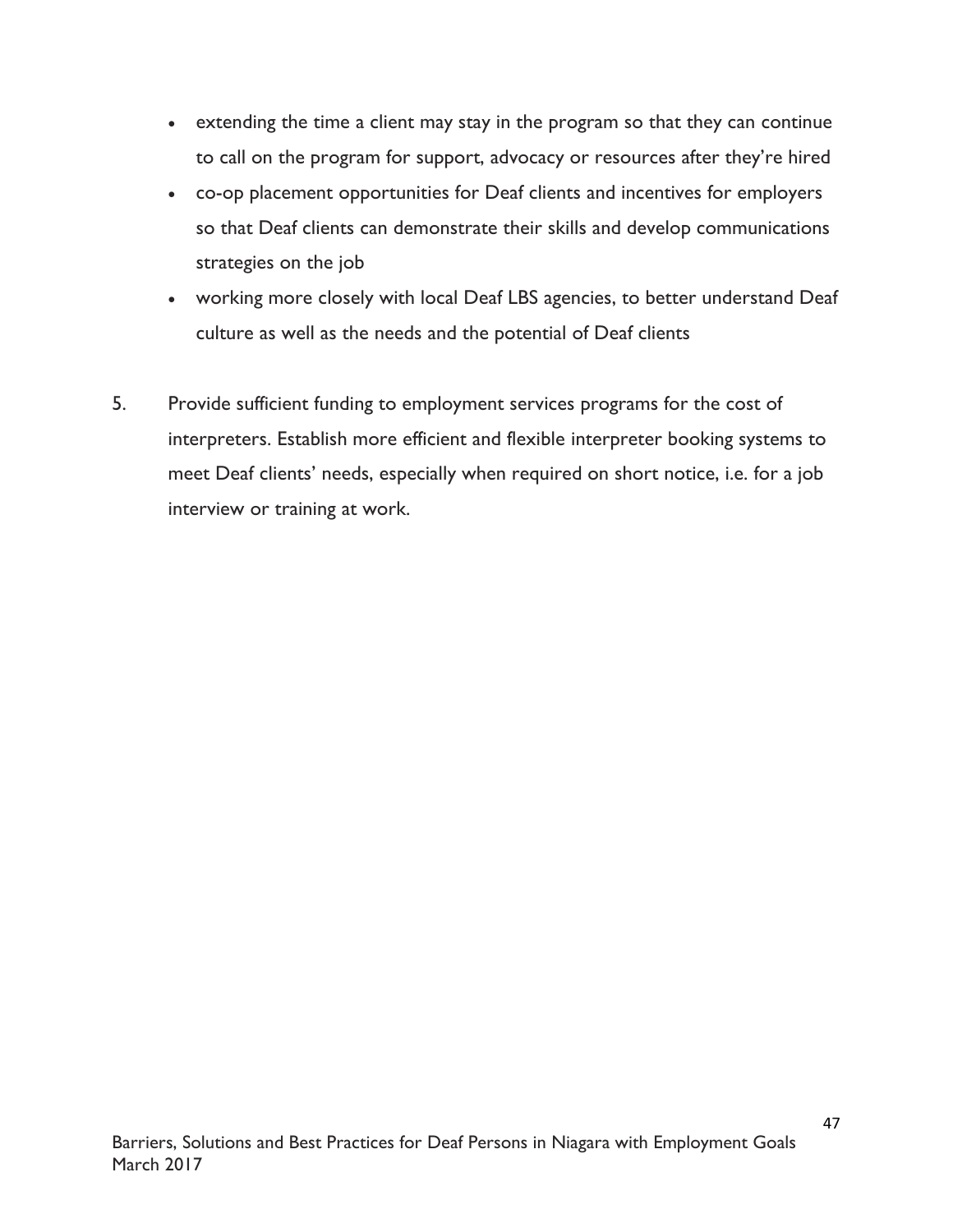- extending the time a client may stay in the program so that they can continue to call on the program for support, advocacy or resources after they're hired
- co-op placement opportunities for Deaf clients and incentives for employers so that Deaf clients can demonstrate their skills and develop communications strategies on the job
- working more closely with local Deaf LBS agencies, to better understand Deaf culture as well as the needs and the potential of Deaf clients

5. Provide sufficient funding to employment services programs for the cost of interpreters. Establish more efficient and flexible interpreter booking systems to meet Deaf clients' needs, especially when required on short notice, i.e. for a job interview or training at work.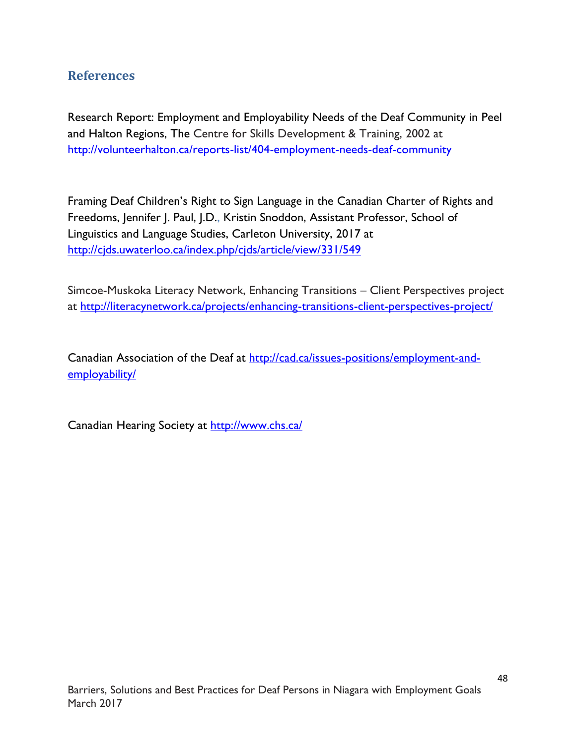## References

Research Report: Employment and Employability Needs of the Deaf Community in Peel and Halton Regions, The Centre for Skills Development & Training, 2002 at http://volunteerhalton.ca/reports-list/404-employment-needs-deaf-community

Framing Deaf Children's Right to Sign Language in the Canadian Charter of Rights and Freedoms, Jennifer J. Paul, J.D., Kristin Snoddon, Assistant Professor, School of Linguistics and Language Studies, Carleton University, 2017 at http://cjds.uwaterloo.ca/index.php/cjds/article/view/331/549

Simcoe-Muskoka Literacy Network, Enhancing Transitions – Client Perspectives project at http://literacynetwork.ca/projects/enhancing-transitions-client-perspectives-project/

Canadian Association of the Deaf at http://cad.ca/issues-positions/employment-and-employability/

Canadian Hearing Society at http://www.chs.ca/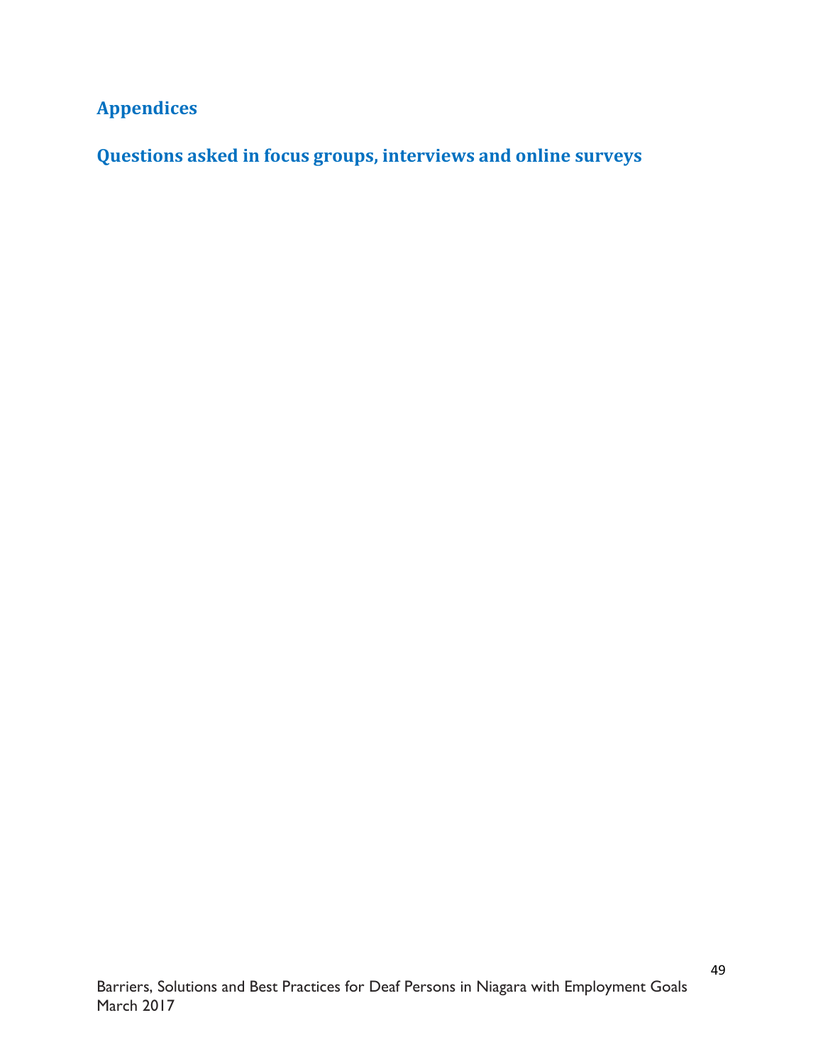## Appendices

## Questions asked in focus groups, interviews and online surveys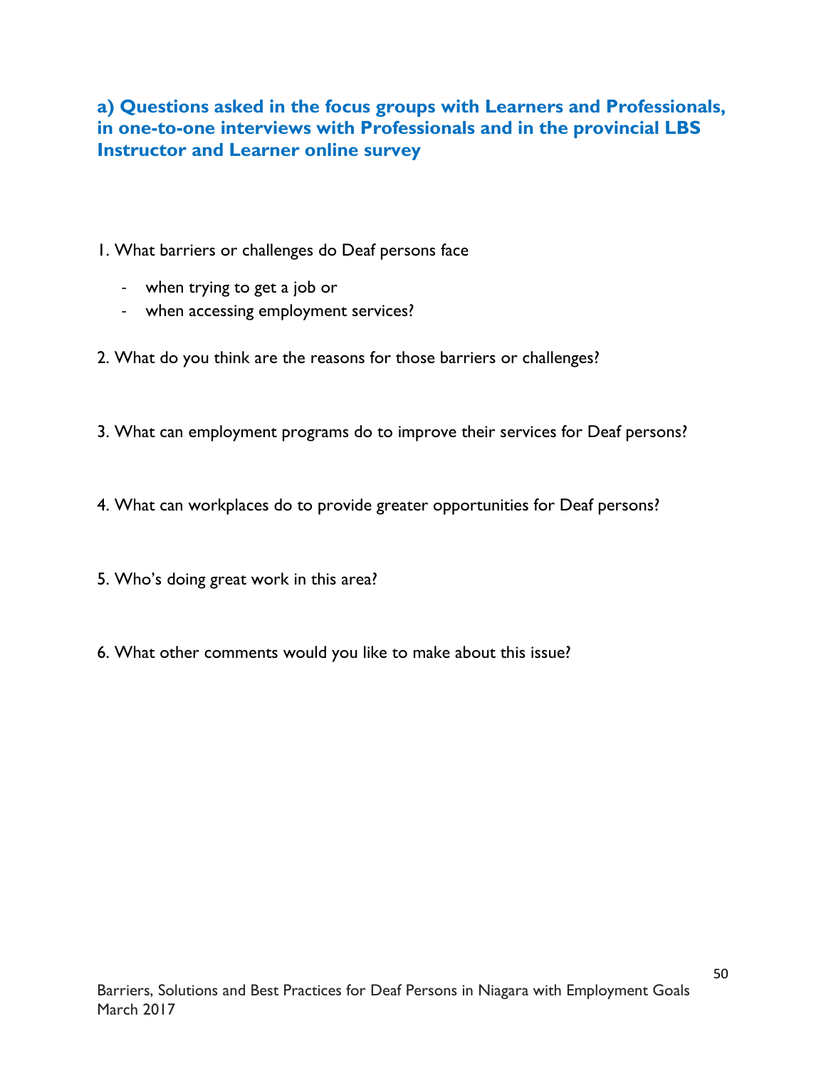### a) Questions asked in the focus groups with Learners and Professionals, in one-to-one interviews with Professionals and in the provincial LBS Instructor and Learner online survey

1. What barriers or challenges do Deaf persons face

   - when trying to get a job or
   - when accessing employment services?

2. What do you think are the reasons for those barriers or challenges?

3. What can employment programs do to improve their services for Deaf persons?

4. What can workplaces do to provide greater opportunities for Deaf persons?

5. Who's doing great work in this area?

6. What other comments would you like to make about this issue?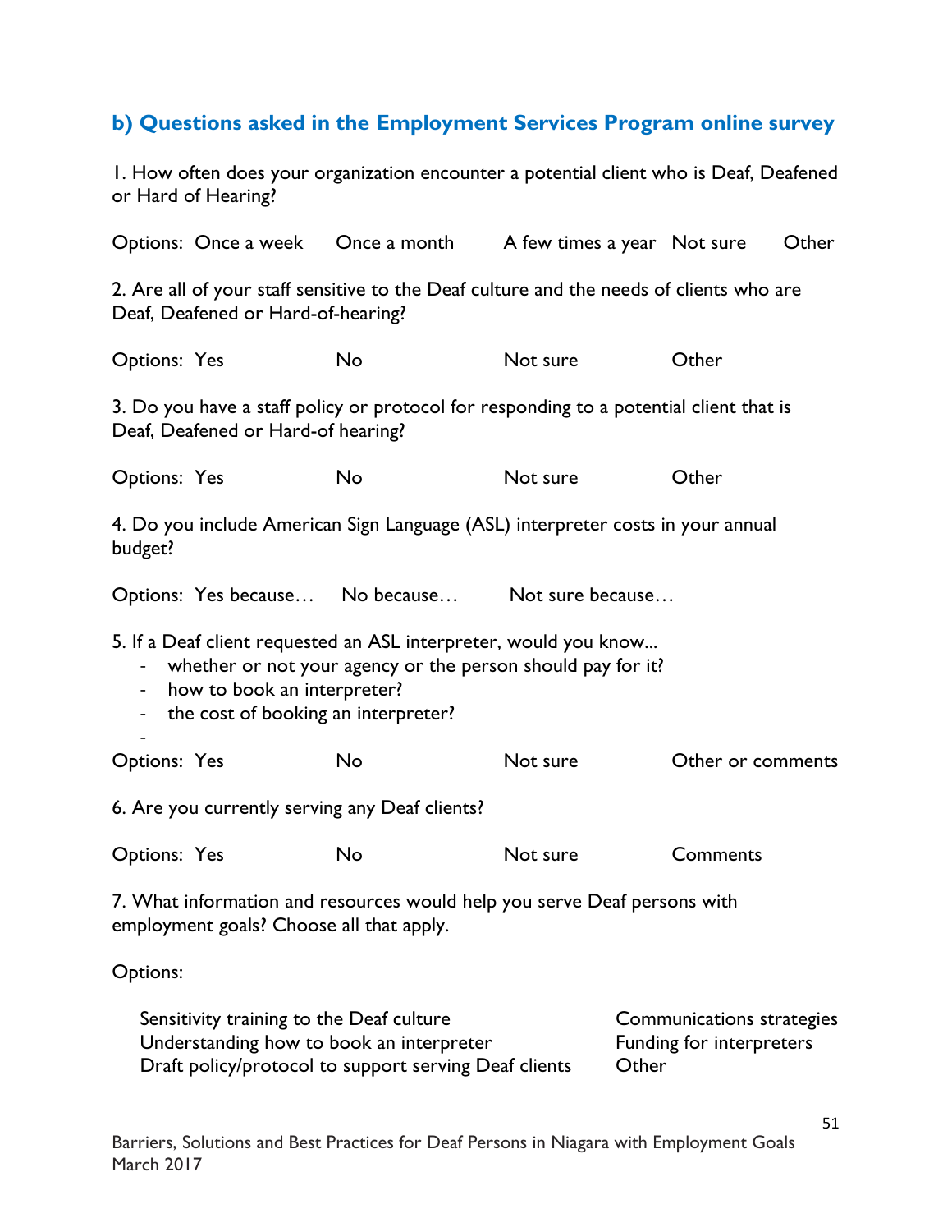### b) Questions asked in the Employment Services Program online survey

1. How often does your organization encounter a potential client who is Deaf, Deafened or Hard of Hearing?

Options: Once a week Once a month A few times a year Not sure Other

2. Are all of your staff sensitive to the Deaf culture and the needs of clients who are Deaf, Deafened or Hard-of-hearing?

Options: Yes No Not sure Other

3. Do you have a staff policy or protocol for responding to a potential client that is Deaf, Deafened or Hard-of hearing?

Options: Yes No Not sure Other

4. Do you include American Sign Language (ASL) interpreter costs in your annual budget?

Options: Yes because… No because… Not sure because…

5. If a Deaf client requested an ASL interpreter, would you know...
   - whether or not your agency or the person should pay for it?
   - how to book an interpreter?
   - the cost of booking an interpreter?
   -

Options: Yes No Not sure Other or comments

6. Are you currently serving any Deaf clients?

Options: Yes No Not sure Comments

7. What information and resources would help you serve Deaf persons with employment goals? Choose all that apply.

Options:

Sensitivity training to the Deaf culture
Understanding how to book an interpreter
Draft policy/protocol to support serving Deaf clients
Communications strategies
Funding for interpreters
Other

Barriers, Solutions and Best Practices for Deaf Persons in Niagara with Employment Goals
March 2017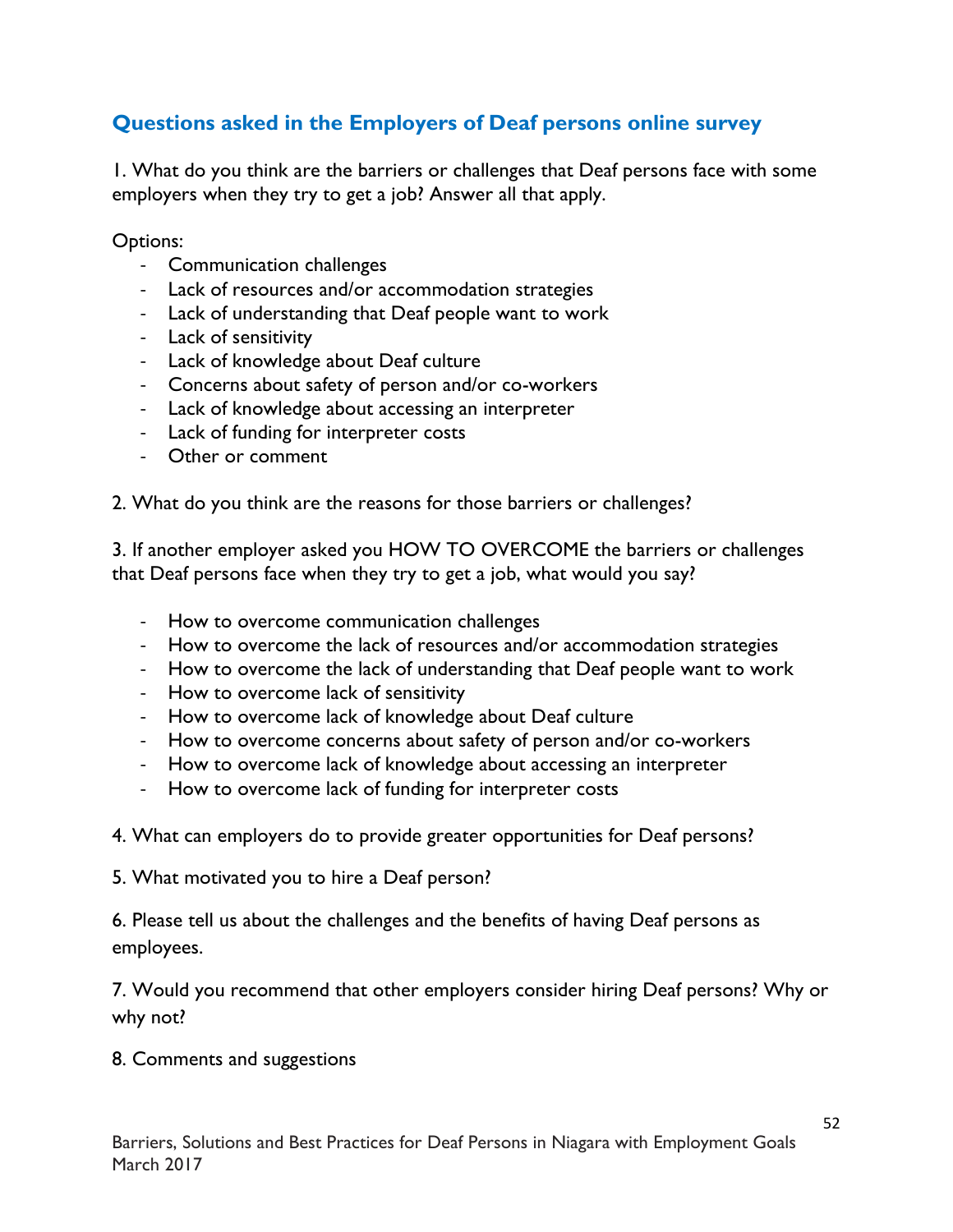## Questions asked in the Employers of Deaf persons online survey

1. What do you think are the barriers or challenges that Deaf persons face with some employers when they try to get a job? Answer all that apply.

Options:

- Communication challenges
- Lack of resources and/or accommodation strategies
- Lack of understanding that Deaf people want to work
- Lack of sensitivity
- Lack of knowledge about Deaf culture
- Concerns about safety of person and/or co-workers
- Lack of knowledge about accessing an interpreter
- Lack of funding for interpreter costs
- Other or comment

2. What do you think are the reasons for those barriers or challenges?

3. If another employer asked you HOW TO OVERCOME the barriers or challenges that Deaf persons face when they try to get a job, what would you say?

- How to overcome communication challenges
- How to overcome the lack of resources and/or accommodation strategies
- How to overcome the lack of understanding that Deaf people want to work
- How to overcome lack of sensitivity
- How to overcome lack of knowledge about Deaf culture
- How to overcome concerns about safety of person and/or co-workers
- How to overcome lack of knowledge about accessing an interpreter
- How to overcome lack of funding for interpreter costs

4. What can employers do to provide greater opportunities for Deaf persons?

5. What motivated you to hire a Deaf person?

6. Please tell us about the challenges and the benefits of having Deaf persons as employees.

7. Would you recommend that other employers consider hiring Deaf persons? Why or why not?

8. Comments and suggestions